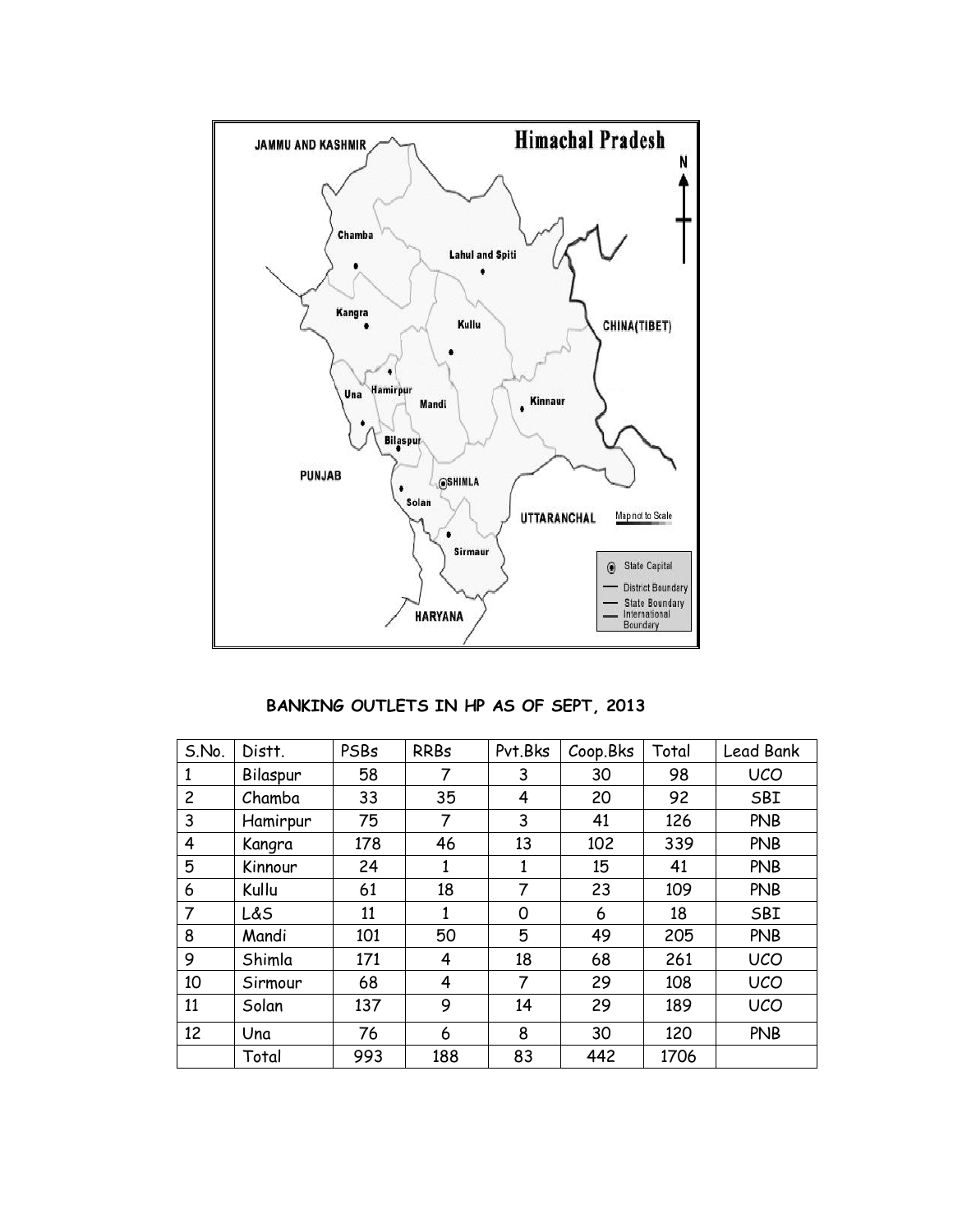# BANKING OUTLETS IN HP AS OF SEPT, 2013

| S.No. | Distt. | PSBs | RRBs | Pvt.Bks | Coop.Bks | Total | Lead Bank |
|---|---|---|---|---|---|---|---|
| 1 | Bilaspur | 58 | 7 | 3 | 30 | 98 | UCO |
| 2 | Chamba | 33 | 35 | 4 | 20 | 92 | SBI |
| 3 | Hamirpur | 75 | 7 | 3 | 41 | 126 | PNB |
| 4 | Kangra | 178 | 46 | 13 | 102 | 339 | PNB |
| 5 | Kinnour | 24 | 1 | 1 | 15 | 41 | PNB |
| 6 | Kullu | 61 | 18 | 7 | 23 | 109 | PNB |
| 7 | L&S | 11 | 1 | 0 | 6 | 18 | SBI |
| 8 | Mandi | 101 | 50 | 5 | 49 | 205 | PNB |
| 9 | Shimla | 171 | 4 | 18 | 68 | 261 | UCO |
| 10 | Sirmour | 68 | 4 | 7 | 29 | 108 | UCO |
| 11 | Solan | 137 | 9 | 14 | 29 | 189 | UCO |
| 12 | Una | 76 | 6 | 8 | 30 | 120 | PNB |
| | Total | 993 | 188 | 83 | 442 | 1706 | |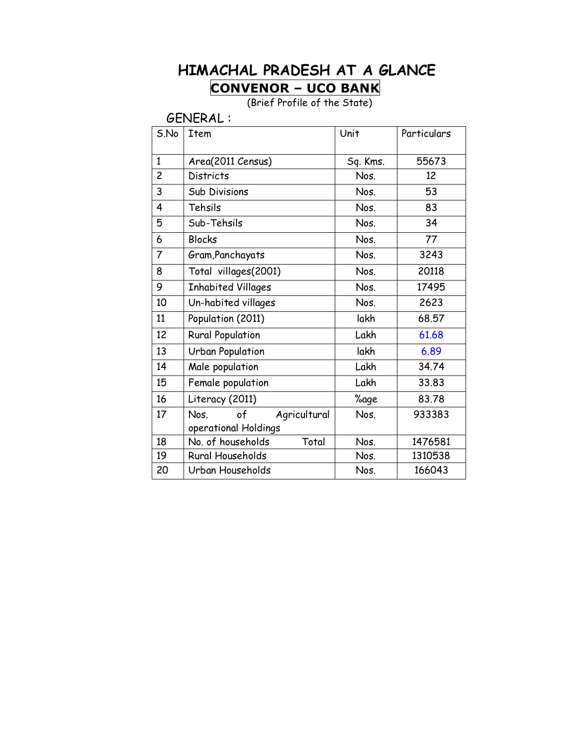# HIMACHAL PRADESH AT A GLANCE

## CONVENOR – UCO BANK

(Brief Profile of the State)

GENERAL :

| S.No | Item | Unit | Particulars |
|---|---|---|---|
| 1 | Area(2011 Census) | Sq. Kms. | 55673 |
| 2 | Districts | Nos. | 12 |
| 3 | Sub Divisions | Nos. | 53 |
| 4 | Tehsils | Nos. | 83 |
| 5 | Sub-Tehsils | Nos. | 34 |
| 6 | Blocks | Nos. | 77 |
| 7 | Gram,Panchayats | Nos. | 3243 |
| 8 | Total villages(2001) | Nos. | 20118 |
| 9 | Inhabited Villages | Nos. | 17495 |
| 10 | Un-habited villages | Nos. | 2623 |
| 11 | Population (2011) | lakh | 68.57 |
| 12 | Rural Population | Lakh | 61.68 |
| 13 | Urban Population | lakh | 6.89 |
| 14 | Male population | Lakh | 34.74 |
| 15 | Female population | Lakh | 33.83 |
| 16 | Literacy (2011) | %age | 83.78 |
| 17 | Nos. of Agricultural operational Holdings | Nos. | 933383 |
| 18 | No. of households Total | Nos. | 1476581 |
| 19 | Rural Households | Nos. | 1310538 |
| 20 | Urban Households | Nos. | 166043 |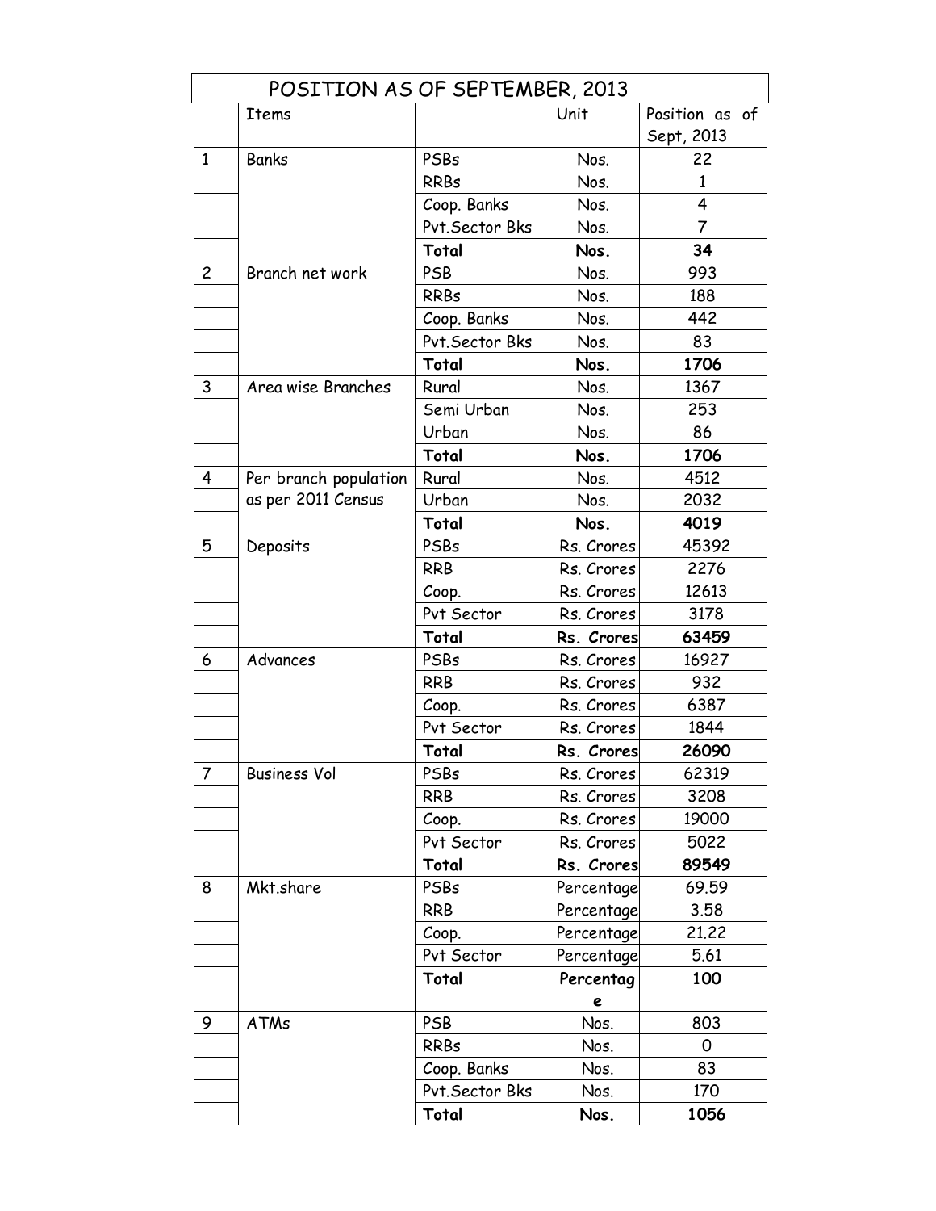| POSITION AS OF SEPTEMBER, 2013 | | | | |
|---|---|---|---|---|
| | Items | | Unit | Position as of Sept, 2013 |
| 1 | Banks | PSBs | Nos. | 22 |
| | | RRBs | Nos. | 1 |
| | | Coop. Banks | Nos. | 4 |
| | | Pvt.Sector Bks | Nos. | 7 |
| | | **Total** | **Nos.** | **34** |
| 2 | Branch net work | PSB | Nos. | 993 |
| | | RRBs | Nos. | 188 |
| | | Coop. Banks | Nos. | 442 |
| | | Pvt.Sector Bks | Nos. | 83 |
| | | **Total** | **Nos.** | **1706** |
| 3 | Area wise Branches | Rural | Nos. | 1367 |
| | | Semi Urban | Nos. | 253 |
| | | Urban | Nos. | 86 |
| | | **Total** | **Nos.** | **1706** |
| 4 | Per branch population as per 2011 Census | Rural | Nos. | 4512 |
| | | Urban | Nos. | 2032 |
| | | **Total** | **Nos.** | **4019** |
| 5 | Deposits | PSBs | Rs. Crores | 45392 |
| | | RRB | Rs. Crores | 2276 |
| | | Coop. | Rs. Crores | 12613 |
| | | Pvt Sector | Rs. Crores | 3178 |
| | | **Total** | **Rs. Crores** | **63459** |
| 6 | Advances | PSBs | Rs. Crores | 16927 |
| | | RRB | Rs. Crores | 932 |
| | | Coop. | Rs. Crores | 6387 |
| | | Pvt Sector | Rs. Crores | 1844 |
| | | **Total** | **Rs. Crores** | **26090** |
| 7 | Business Vol | PSBs | Rs. Crores | 62319 |
| | | RRB | Rs. Crores | 3208 |
| | | Coop. | Rs. Crores | 19000 |
| | | Pvt Sector | Rs. Crores | 5022 |
| | | **Total** | **Rs. Crores** | **89549** |
| 8 | Mkt.share | PSBs | Percentage | 69.59 |
| | | RRB | Percentage | 3.58 |
| | | Coop. | Percentage | 21.22 |
| | | Pvt Sector | Percentage | 5.61 |
| | | **Total** | **Percentage** | **100** |
| 9 | ATMs | PSB | Nos. | 803 |
| | | RRBs | Nos. | 0 |
| | | Coop. Banks | Nos. | 83 |
| | | Pvt.Sector Bks | Nos. | 170 |
| | | **Total** | **Nos.** | **1056** |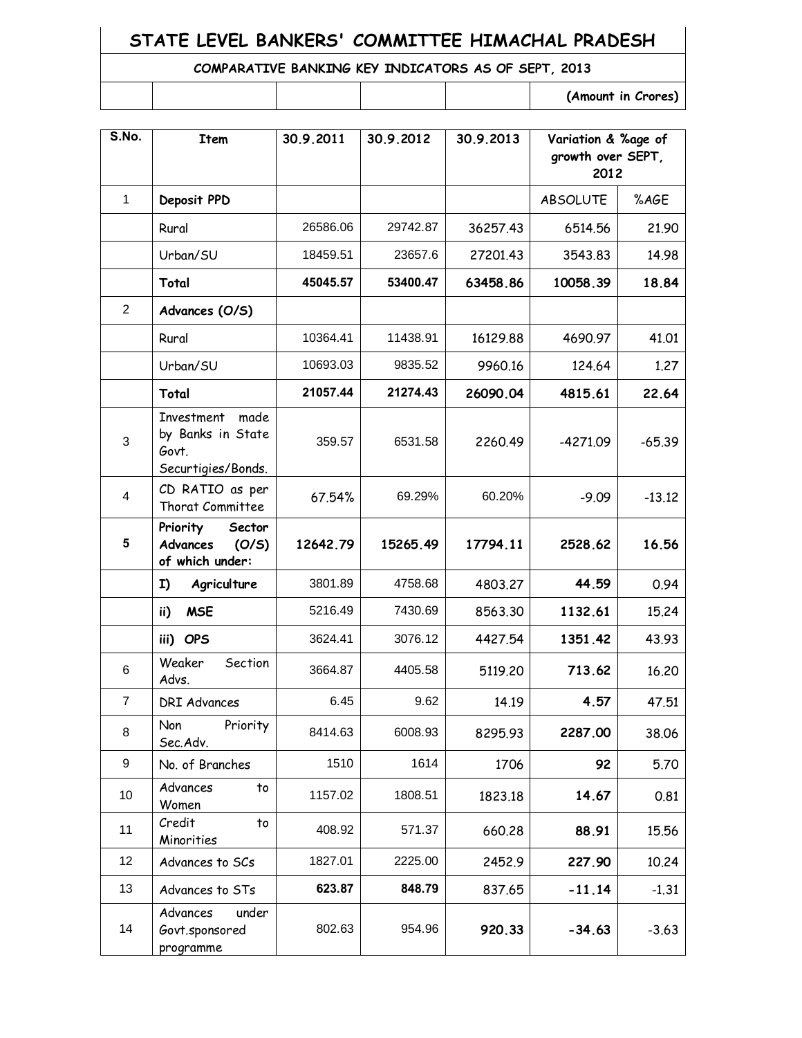# STATE LEVEL BANKERS' COMMITTEE HIMACHAL PRADESH

## COMPARATIVE BANKING KEY INDICATORS AS OF SEPT, 2013

(Amount in Crores)

| S.No. | Item | 30.9.2011 | 30.9.2012 | 30.9.2013 | Variation & %age of growth over SEPT, 2012 | |
|---|---|---|---|---|---|---|
| 1 | **Deposit PPD** | | | | ABSOLUTE | %AGE |
| | Rural | 26586.06 | 29742.87 | 36257.43 | 6514.56 | 21.90 |
| | Urban/SU | 18459.51 | 23657.6 | 27201.43 | 3543.83 | 14.98 |
| | **Total** | **45045.57** | **53400.47** | **63458.86** | **10058.39** | **18.84** |
| 2 | **Advances (O/S)** | | | | | |
| | Rural | 10364.41 | 11438.91 | 16129.88 | 4690.97 | 41.01 |
| | Urban/SU | 10693.03 | 9835.52 | 9960.16 | 124.64 | 1.27 |
| | **Total** | **21057.44** | **21274.43** | **26090.04** | **4815.61** | **22.64** |
| 3 | Investment made by Banks in State Govt. Securtigies/Bonds. | 359.57 | 6531.58 | 2260.49 | -4271.09 | -65.39 |
| 4 | CD RATIO as per Thorat Committee | 67.54% | 69.29% | 60.20% | -9.09 | -13.12 |
| **5** | **Priority Sector Advances (O/S) of which under:** | **12642.79** | **15265.49** | **17794.11** | **2528.62** | **16.56** |
| | **I) Agriculture** | 3801.89 | 4758.68 | 4803.27 | **44.59** | 0.94 |
| | **ii) MSE** | 5216.49 | 7430.69 | 8563.30 | **1132.61** | 15.24 |
| | **iii) OPS** | 3624.41 | 3076.12 | 4427.54 | **1351.42** | 43.93 |
| 6 | Weaker Section Advs. | 3664.87 | 4405.58 | 5119.20 | **713.62** | 16.20 |
| 7 | DRI Advances | 6.45 | 9.62 | 14.19 | **4.57** | 47.51 |
| 8 | Non Priority Sec.Adv. | 8414.63 | 6008.93 | 8295.93 | **2287.00** | 38.06 |
| 9 | No. of Branches | 1510 | 1614 | 1706 | **92** | 5.70 |
| 10 | Advances to Women | 1157.02 | 1808.51 | 1823.18 | **14.67** | 0.81 |
| 11 | Credit to Minorities | 408.92 | 571.37 | 660.28 | **88.91** | 15.56 |
| 12 | Advances to SCs | 1827.01 | 2225.00 | 2452.9 | **227.90** | 10.24 |
| 13 | Advances to STs | **623.87** | **848.79** | 837.65 | **-11.14** | -1.31 |
| 14 | Advances under Govt.sponsored programme | 802.63 | 954.96 | **920.33** | **-34.63** | -3.63 |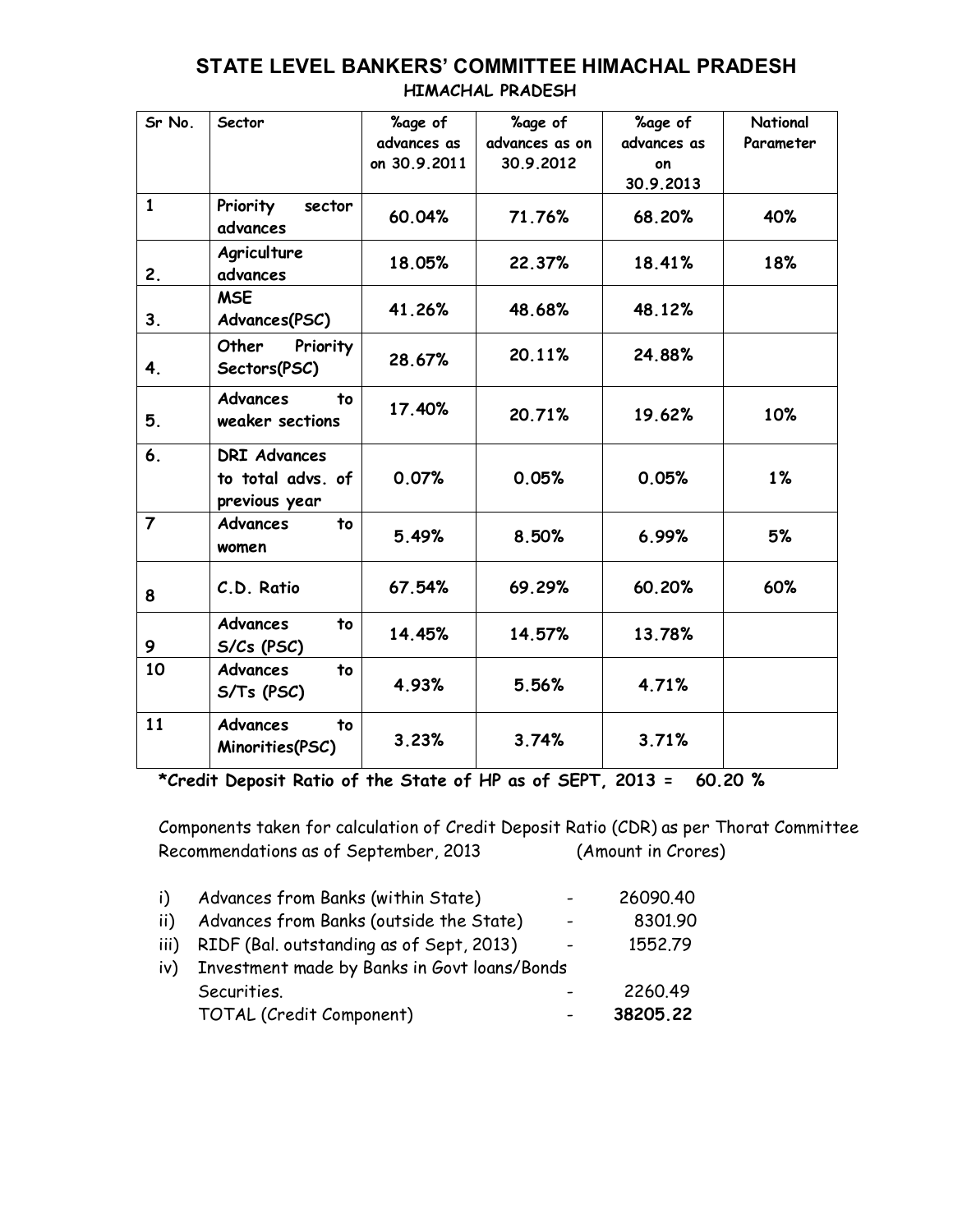# STATE LEVEL BANKERS' COMMITTEE HIMACHAL PRADESH

## HIMACHAL PRADESH

| Sr No. | Sector | %age of advances as on 30.9.2011 | %age of advances as on 30.9.2012 | %age of advances as on 30.9.2013 | National Parameter |
|---|---|---|---|---|---|
| 1 | Priority sector advances | 60.04% | 71.76% | 68.20% | 40% |
| 2. | Agriculture advances | 18.05% | 22.37% | 18.41% | 18% |
| 3. | MSE Advances(PSC) | 41.26% | 48.68% | 48.12% | |
| 4. | Other Priority Sectors(PSC) | 28.67% | 20.11% | 24.88% | |
| 5. | Advances to weaker sections | 17.40% | 20.71% | 19.62% | 10% |
| 6. | DRI Advances to total advs. of previous year | 0.07% | 0.05% | 0.05% | 1% |
| 7 | Advances to women | 5.49% | 8.50% | 6.99% | 5% |
| 8 | C.D. Ratio | 67.54% | 69.29% | 60.20% | 60% |
| 9 | Advances to S/Cs (PSC) | 14.45% | 14.57% | 13.78% | |
| 10 | Advances to S/Ts (PSC) | 4.93% | 5.56% | 4.71% | |
| 11 | Advances to Minorities(PSC) | 3.23% | 3.74% | 3.71% | |

**\*Credit Deposit Ratio of the State of HP as of SEPT, 2013 = 60.20 %**

Components taken for calculation of Credit Deposit Ratio (CDR) as per Thorat Committee Recommendations as of September, 2013 (Amount in Crores)

| | | | |
|---|---|---|---|
| i) | Advances from Banks (within State) | - | 26090.40 |
| ii) | Advances from Banks (outside the State) | - | 8301.90 |
| iii) | RIDF (Bal. outstanding as of Sept, 2013) | - | 1552.79 |
| iv) | Investment made by Banks in Govt loans/Bonds Securities. | - | 2260.49 |
| | TOTAL (Credit Component) | - | **38205.22** |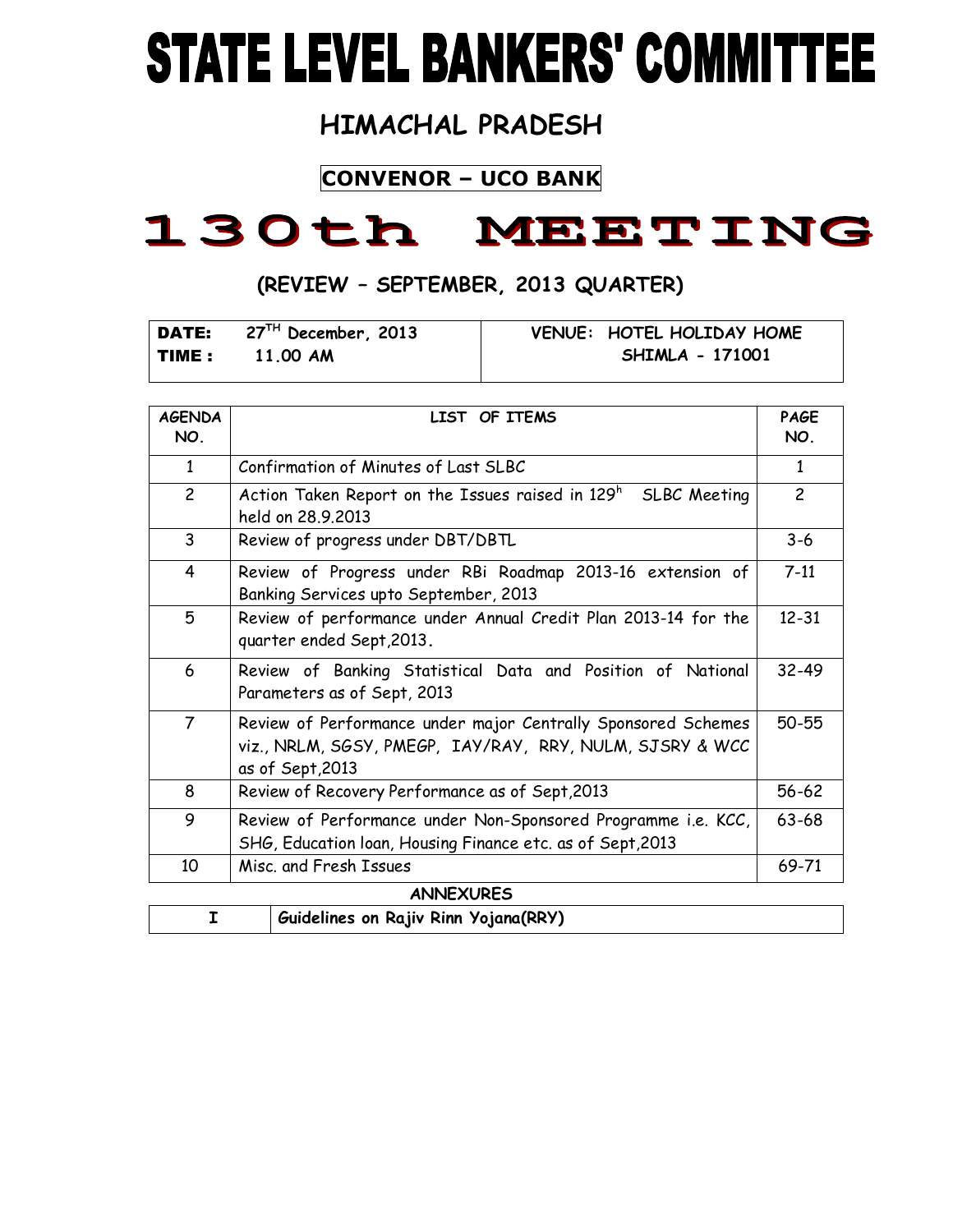# STATE LEVEL BANKERS' COMMITTEE

## HIMACHAL PRADESH

**CONVENOR – UCO BANK**

# 130th MEETING

### (REVIEW – SEPTEMBER, 2013 QUARTER)

| **DATE:** 27[TH] December, 2013 | **VENUE: HOTEL HOLIDAY HOME** |
|---|---|
| **TIME : 11.00 AM** | **SHIMLA - 171001** |

| AGENDA NO. | LIST OF ITEMS | PAGE NO. |
|---|---|---|
| 1 | Confirmation of Minutes of Last SLBC | 1 |
| 2 | Action Taken Report on the Issues raised in 129[h] SLBC Meeting held on 28.9.2013 | 2 |
| 3 | Review of progress under DBT/DBTL | 3-6 |
| 4 | Review of Progress under RBi Roadmap 2013-16 extension of Banking Services upto September, 2013 | 7-11 |
| 5 | Review of performance under Annual Credit Plan 2013-14 for the quarter ended Sept,2013. | 12-31 |
| 6 | Review of Banking Statistical Data and Position of National Parameters as of Sept, 2013 | 32-49 |
| 7 | Review of Performance under major Centrally Sponsored Schemes viz., NRLM, SGSY, PMEGP, IAY/RAY, RRY, NULM, SJSRY & WCC as of Sept,2013 | 50-55 |
| 8 | Review of Recovery Performance as of Sept,2013 | 56-62 |
| 9 | Review of Performance under Non-Sponsored Programme i.e. KCC, SHG, Education loan, Housing Finance etc. as of Sept,2013 | 63-68 |
| 10 | Misc. and Fresh Issues | 69-71 |

**ANNEXURES**

| I | Guidelines on Rajiv Rinn Yojana(RRY) |
|---|---|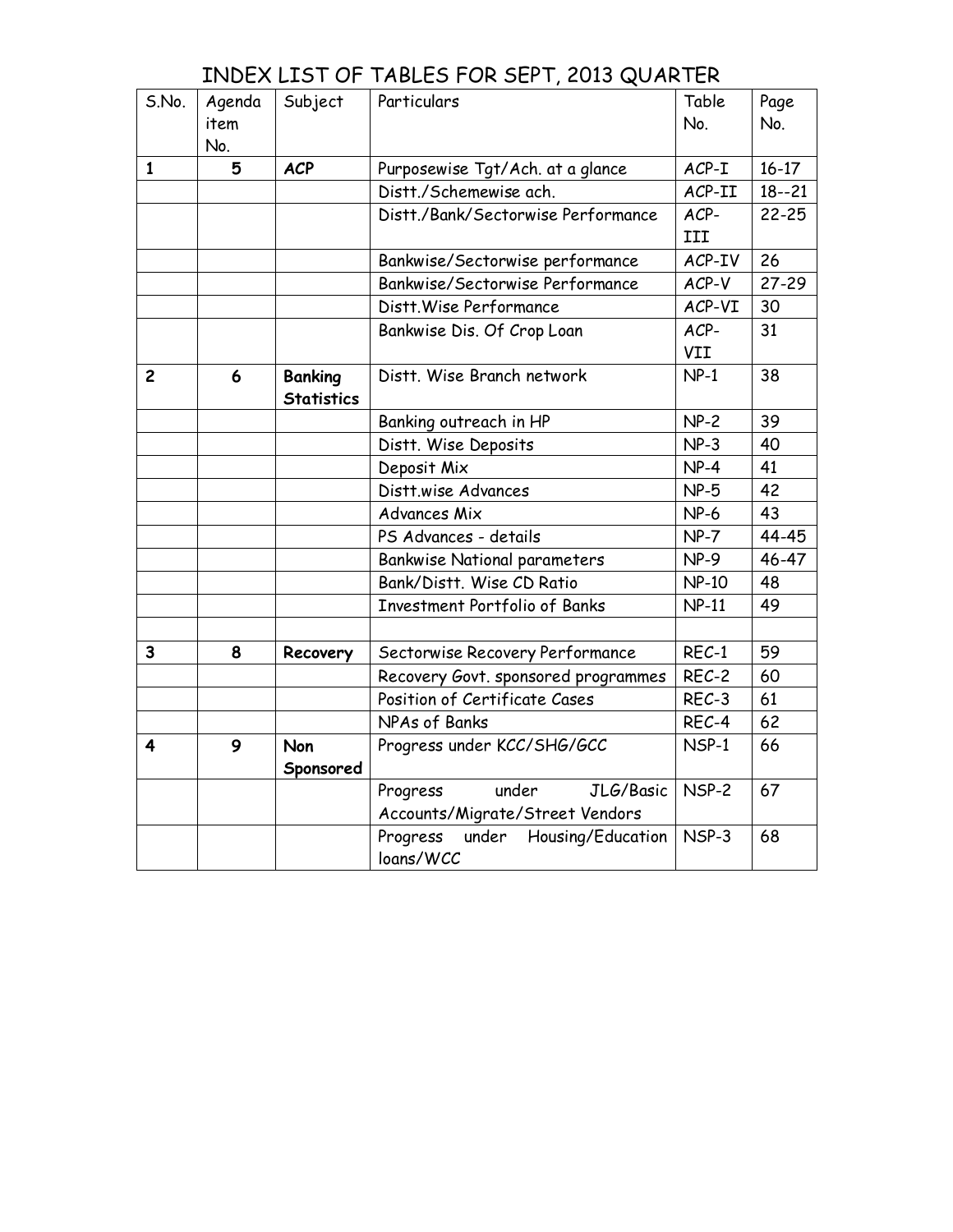# INDEX LIST OF TABLES FOR SEPT, 2013 QUARTER

| S.No. | Agenda item No. | Subject | Particulars | Table No. | Page No. |
|---|---|---|---|---|---|
| **1** | **5** | **ACP** | Purposewise Tgt/Ach. at a glance | ACP-I | 16-17 |
| | | | Distt./Schemewise ach. | ACP-II | 18--21 |
| | | | Distt./Bank/Sectorwise Performance | ACP-III | 22-25 |
| | | | Bankwise/Sectorwise performance | ACP-IV | 26 |
| | | | Bankwise/Sectorwise Performance | ACP-V | 27-29 |
| | | | Distt.Wise Performance | ACP-VI | 30 |
| | | | Bankwise Dis. Of Crop Loan | ACP-VII | 31 |
| **2** | **6** | **Banking Statistics** | Distt. Wise Branch network | NP-1 | 38 |
| | | | Banking outreach in HP | NP-2 | 39 |
| | | | Distt. Wise Deposits | NP-3 | 40 |
| | | | Deposit Mix | NP-4 | 41 |
| | | | Distt.wise Advances | NP-5 | 42 |
| | | | Advances Mix | NP-6 | 43 |
| | | | PS Advances - details | NP-7 | 44-45 |
| | | | Bankwise National parameters | NP-9 | 46-47 |
| | | | Bank/Distt. Wise CD Ratio | NP-10 | 48 |
| | | | Investment Portfolio of Banks | NP-11 | 49 |
| | | | | | |
| **3** | **8** | **Recovery** | Sectorwise Recovery Performance | REC-1 | 59 |
| | | | Recovery Govt. sponsored programmes | REC-2 | 60 |
| | | | Position of Certificate Cases | REC-3 | 61 |
| | | | NPAs of Banks | REC-4 | 62 |
| **4** | **9** | **Non Sponsored** | Progress under KCC/SHG/GCC | NSP-1 | 66 |
| | | | Progress under JLG/Basic Accounts/Migrate/Street Vendors | NSP-2 | 67 |
| | | | Progress under Housing/Education loans/WCC | NSP-3 | 68 |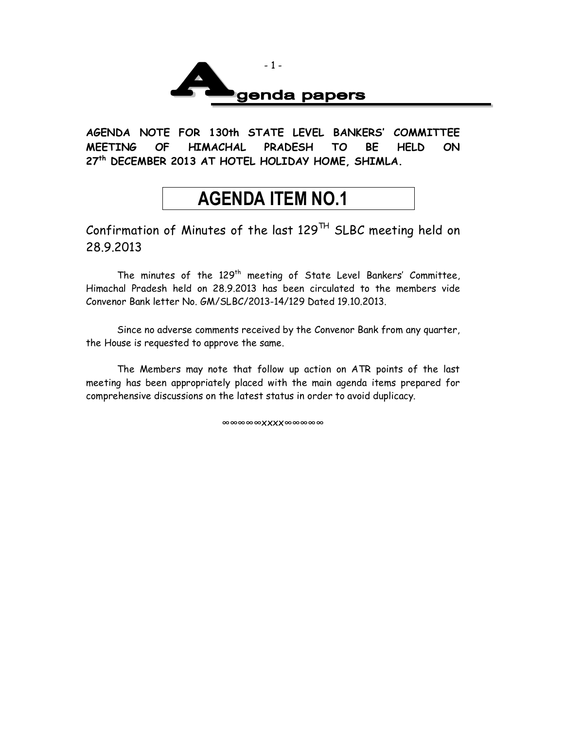# Agenda papers

**AGENDA NOTE FOR 130th STATE LEVEL BANKERS' COMMITTEE MEETING OF HIMACHAL PRADESH TO BE HELD ON 27th DECEMBER 2013 AT HOTEL HOLIDAY HOME, SHIMLA.**

## AGENDA ITEM NO.1

### Confirmation of Minutes of the last 129TH SLBC meeting held on 28.9.2013

The minutes of the 129th meeting of State Level Bankers' Committee, Himachal Pradesh held on 28.9.2013 has been circulated to the members vide Convenor Bank letter No. GM/SLBC/2013-14/129 Dated 19.10.2013.

Since no adverse comments received by the Convenor Bank from any quarter, the House is requested to approve the same.

The Members may note that follow up action on ATR points of the last meeting has been appropriately placed with the main agenda items prepared for comprehensive discussions on the latest status in order to avoid duplicacy.

∞∞∞∞∞xxxx∞∞∞∞∞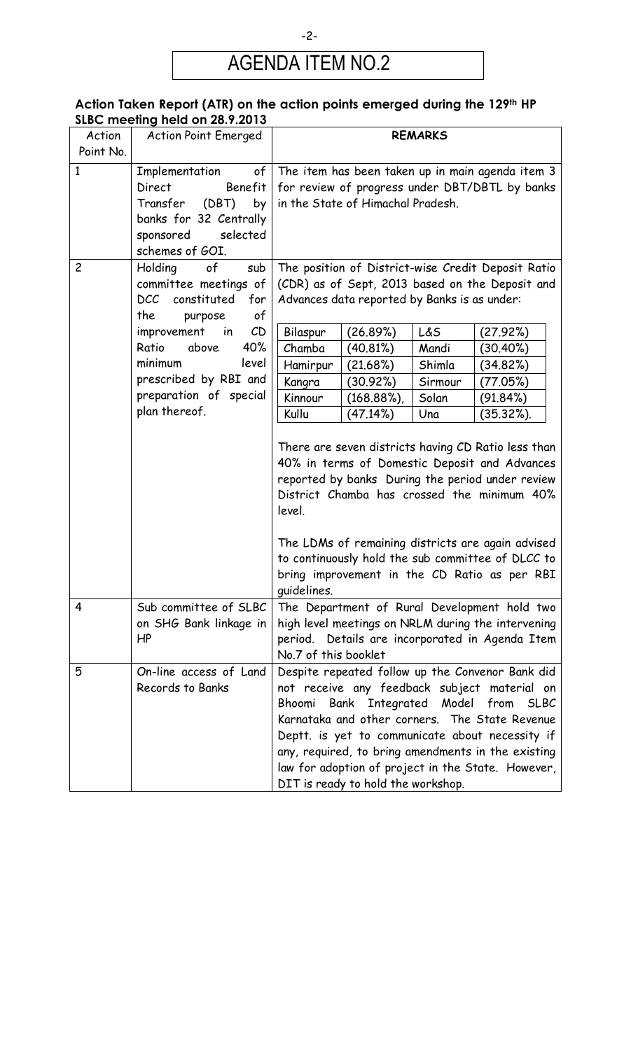# AGENDA ITEM NO.2

**Action Taken Report (ATR) on the action points emerged during the 129th HP SLBC meeting held on 28.9.2013**

<table>
<tr><th>Action Point No.</th><th>Action Point Emerged</th><th>REMARKS</th></tr>
<tr><td>1</td><td>Implementation of Direct Benefit Transfer (DBT) by banks for 32 Centrally sponsored selected schemes of GOI.</td><td>The item has been taken up in main agenda item 3 for review of progress under DBT/DBTL by banks in the State of Himachal Pradesh.</td></tr>
<tr><td>2</td><td>Holding of sub committee meetings of DCC constituted for the purpose of improvement in CD Ratio above 40% minimum level prescribed by RBI and preparation of special plan thereof.</td><td>The position of District-wise Credit Deposit Ratio (CDR) as of Sept, 2013 based on the Deposit and Advances data reported by Banks is as under:<br><br><table><tr><td>Bilaspur</td><td>(26.89%)</td><td>L&S</td><td>(27.92%)</td></tr><tr><td>Chamba</td><td>(40.81%)</td><td>Mandi</td><td>(30.40%)</td></tr><tr><td>Hamirpur</td><td>(21.68%)</td><td>Shimla</td><td>(34.82%)</td></tr><tr><td>Kangra</td><td>(30.92%)</td><td>Sirmour</td><td>(77.05%)</td></tr><tr><td>Kinnour</td><td>(168.88%),</td><td>Solan</td><td>(91.84%)</td></tr><tr><td>Kullu</td><td>(47.14%)</td><td>Una</td><td>(35.32%).</td></tr></table><br>There are seven districts having CD Ratio less than 40% in terms of Domestic Deposit and Advances reported by banks During the period under review District Chamba has crossed the minimum 40% level.<br><br>The LDMs of remaining districts are again advised to continuously hold the sub committee of DLCC to bring improvement in the CD Ratio as per RBI guidelines.</td></tr>
<tr><td>4</td><td>Sub committee of SLBC on SHG Bank linkage in HP</td><td>The Department of Rural Development hold two high level meetings on NRLM during the intervening period. Details are incorporated in Agenda Item No.7 of this booklet</td></tr>
<tr><td>5</td><td>On-line access of Land Records to Banks</td><td>Despite repeated follow up the Convenor Bank did not receive any feedback subject material on Bhoomi Bank Integrated Model from SLBC Karnataka and other corners. The State Revenue Deptt. is yet to communicate about necessity if any, required, to bring amendments in the existing law for adoption of project in the State. However, DIT is ready to hold the workshop.</td></tr>
</table>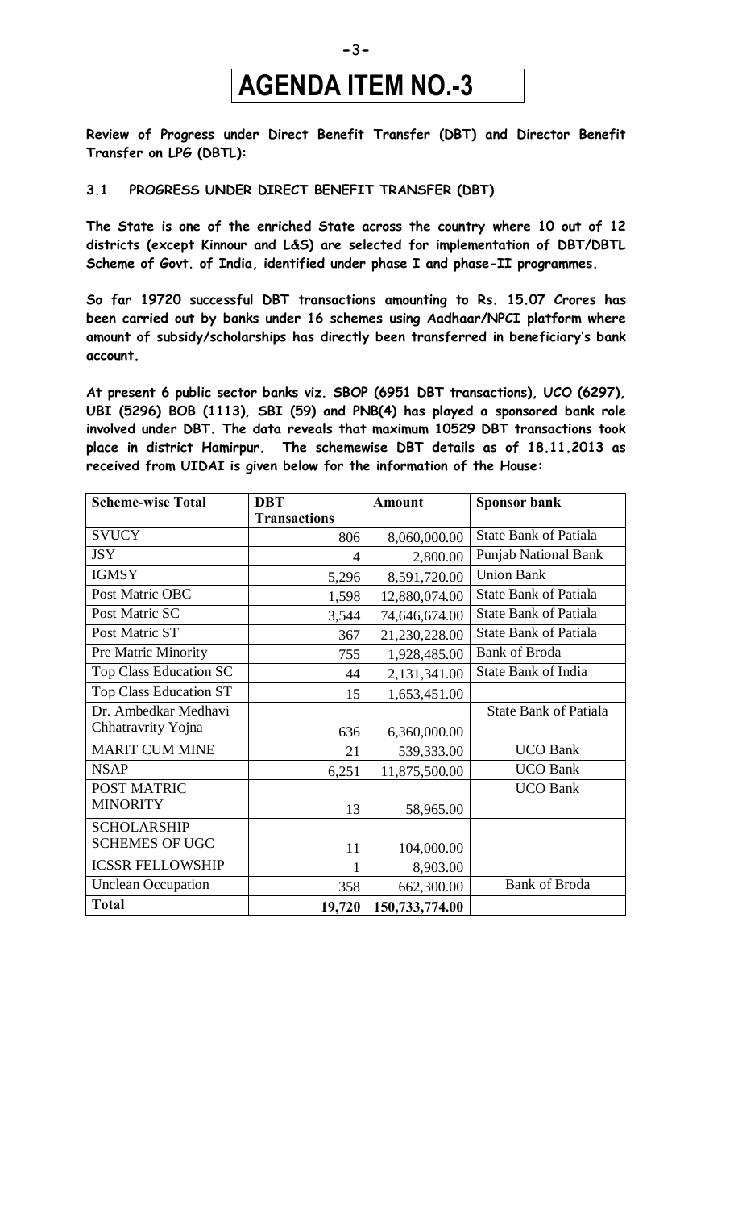# AGENDA ITEM NO.-3

**Review of Progress under Direct Benefit Transfer (DBT) and Director Benefit Transfer on LPG (DBTL):**

### 3.1 PROGRESS UNDER DIRECT BENEFIT TRANSFER (DBT)

**The State is one of the enriched State across the country where 10 out of 12 districts (except Kinnour and L&S) are selected for implementation of DBT/DBTL Scheme of Govt. of India, identified under phase I and phase-II programmes.**

**So far 19720 successful DBT transactions amounting to Rs. 15.07 Crores has been carried out by banks under 16 schemes using Aadhaar/NPCI platform where amount of subsidy/scholarships has directly been transferred in beneficiary's bank account.**

**At present 6 public sector banks viz. SBOP (6951 DBT transactions), UCO (6297), UBI (5296) BOB (1113), SBI (59) and PNB(4) has played a sponsored bank role involved under DBT. The data reveals that maximum 10529 DBT transactions took place in district Hamirpur. The schemewise DBT details as of 18.11.2013 as received from UIDAI is given below for the information of the House:**

| Scheme-wise Total | DBT Transactions | Amount | Sponsor bank |
|---|---|---|---|
| SVUCY | 806 | 8,060,000.00 | State Bank of Patiala |
| JSY | 4 | 2,800.00 | Punjab National Bank |
| IGMSY | 5,296 | 8,591,720.00 | Union Bank |
| Post Matric OBC | 1,598 | 12,880,074.00 | State Bank of Patiala |
| Post Matric SC | 3,544 | 74,646,674.00 | State Bank of Patiala |
| Post Matric ST | 367 | 21,230,228.00 | State Bank of Patiala |
| Pre Matric Minority | 755 | 1,928,485.00 | Bank of Broda |
| Top Class Education SC | 44 | 2,131,341.00 | State Bank of India |
| Top Class Education ST | 15 | 1,653,451.00 | |
| Dr. Ambedkar Medhavi Chhatravrity Yojna | 636 | 6,360,000.00 | State Bank of Patiala |
| MARIT CUM MINE | 21 | 539,333.00 | UCO Bank |
| NSAP | 6,251 | 11,875,500.00 | UCO Bank |
| POST MATRIC MINORITY | 13 | 58,965.00 | UCO Bank |
| SCHOLARSHIP SCHEMES OF UGC | 11 | 104,000.00 | |
| ICSSR FELLOWSHIP | 1 | 8,903.00 | |
| Unclean Occupation | 358 | 662,300.00 | Bank of Broda |
| **Total** | **19,720** | **150,733,774.00** | |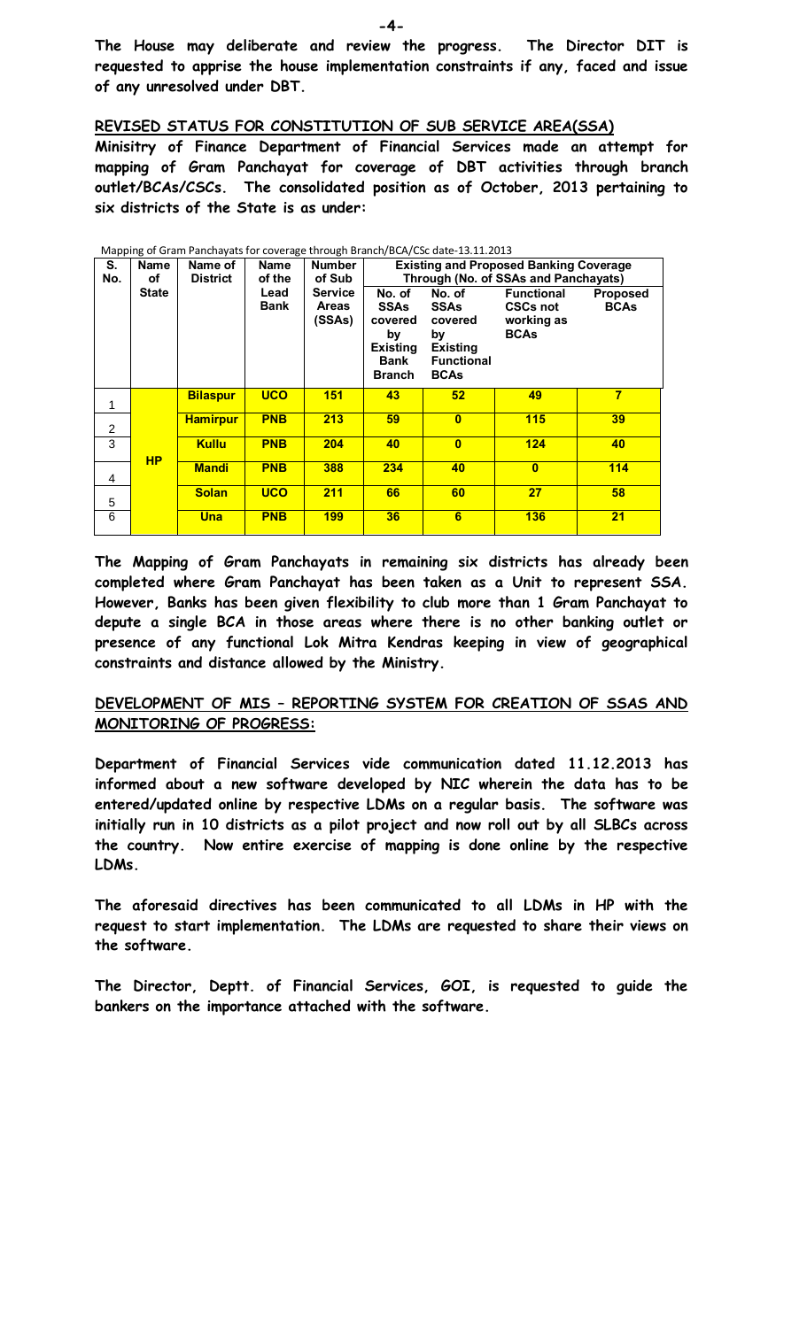**The House may deliberate and review the progress. The Director DIT is requested to apprise the house implementation constraints if any, faced and issue of any unresolved under DBT.**

## REVISED STATUS FOR CONSTITUTION OF SUB SERVICE AREA(SSA)

**Minisitry of Finance Department of Financial Services made an attempt for mapping of Gram Panchayat for coverage of DBT activities through branch outlet/BCAs/CSCs. The consolidated position as of October, 2013 pertaining to six districts of the State is as under:**

Mapping of Gram Panchayats for coverage through Branch/BCA/CSc date-13.11.2013

| S. No. | Name of State | Name of District | Name of the Lead Bank | Number of Sub Service Areas (SSAs) | Existing and Proposed Banking Coverage Through (No. of SSAs and Panchayats) | | | |
|---|---|---|---|---|---|---|---|---|
| | | | | | No. of SSAs covered by Existing Bank Branch | No. of SSAs covered by Existing Functional BCAs | Functional CSCs not working as BCAs | Proposed BCAs |
| 1 | HP | **Bilaspur** | **UCO** | **151** | **43** | **52** | **49** | **7** |
| 2 | | **Hamirpur** | **PNB** | **213** | **59** | **0** | **115** | **39** |
| 3 | | **Kullu** | **PNB** | **204** | **40** | **0** | **124** | **40** |
| 4 | | **Mandi** | **PNB** | **388** | **234** | **40** | **0** | **114** |
| 5 | | **Solan** | **UCO** | **211** | **66** | **60** | **27** | **58** |
| 6 | | **Una** | **PNB** | **199** | **36** | **6** | **136** | **21** |

**The Mapping of Gram Panchayats in remaining six districts has already been completed where Gram Panchayat has been taken as a Unit to represent SSA. However, Banks has been given flexibility to club more than 1 Gram Panchayat to depute a single BCA in those areas where there is no other banking outlet or presence of any functional Lok Mitra Kendras keeping in view of geographical constraints and distance allowed by the Ministry.**

## DEVELOPMENT OF MIS – REPORTING SYSTEM FOR CREATION OF SSAS AND MONITORING OF PROGRESS:

**Department of Financial Services vide communication dated 11.12.2013 has informed about a new software developed by NIC wherein the data has to be entered/updated online by respective LDMs on a regular basis. The software was initially run in 10 districts as a pilot project and now roll out by all SLBCs across the country. Now entire exercise of mapping is done online by the respective LDMs.**

**The aforesaid directives has been communicated to all LDMs in HP with the request to start implementation. The LDMs are requested to share their views on the software.**

**The Director, Deptt. of Financial Services, GOI, is requested to guide the bankers on the importance attached with the software.**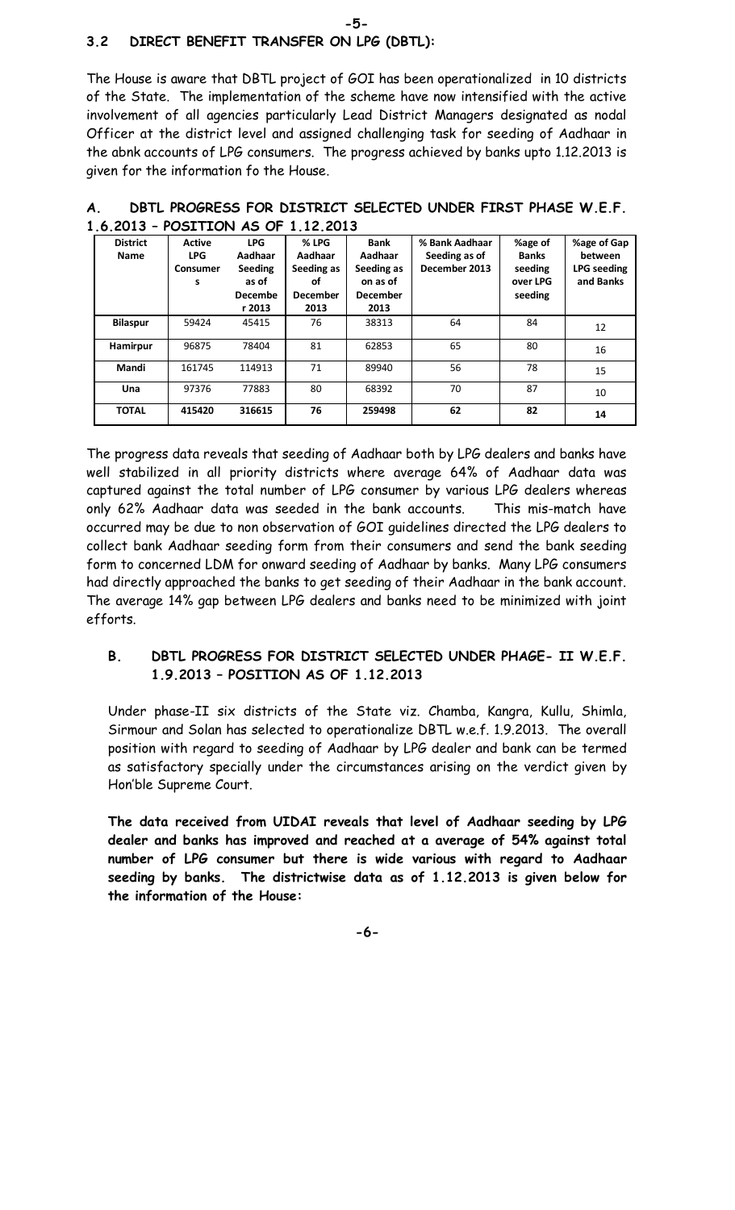## 3.2 DIRECT BENEFIT TRANSFER ON LPG (DBTL):

The House is aware that DBTL project of GOI has been operationalized in 10 districts of the State. The implementation of the scheme have now intensified with the active involvement of all agencies particularly Lead District Managers designated as nodal Officer at the district level and assigned challenging task for seeding of Aadhaar in the abnk accounts of LPG consumers. The progress achieved by banks upto 1.12.2013 is given for the information fo the House.

### A. DBTL PROGRESS FOR DISTRICT SELECTED UNDER FIRST PHASE W.E.F. 1.6.2013 – POSITION AS OF 1.12.2013

| District Name | Active LPG Consumers | LPG Aadhaar Seeding as of December 2013 | % LPG Aadhaar Seeding as of December 2013 | Bank Aadhaar Seeding as on as of December 2013 | % Bank Aadhaar Seeding as of December 2013 | %age of Banks seeding over LPG seeding | %age of Gap between LPG seeding and Banks |
|---|---|---|---|---|---|---|---|
| **Bilaspur** | 59424 | 45415 | 76 | 38313 | 64 | 84 | 12 |
| **Hamirpur** | 96875 | 78404 | 81 | 62853 | 65 | 80 | 16 |
| **Mandi** | 161745 | 114913 | 71 | 89940 | 56 | 78 | 15 |
| **Una** | 97376 | 77883 | 80 | 68392 | 70 | 87 | 10 |
| **TOTAL** | **415420** | **316615** | **76** | **259498** | **62** | **82** | **14** |

The progress data reveals that seeding of Aadhaar both by LPG dealers and banks have well stabilized in all priority districts where average 64% of Aadhaar data was captured against the total number of LPG consumer by various LPG dealers whereas only 62% Aadhaar data was seeded in the bank accounts. This mis-match have occurred may be due to non observation of GOI guidelines directed the LPG dealers to collect bank Aadhaar seeding form from their consumers and send the bank seeding form to concerned LDM for onward seeding of Aadhaar by banks. Many LPG consumers had directly approached the banks to get seeding of their Aadhaar in the bank account. The average 14% gap between LPG dealers and banks need to be minimized with joint efforts.

### B. DBTL PROGRESS FOR DISTRICT SELECTED UNDER PHAGE- II W.E.F. 1.9.2013 – POSITION AS OF 1.12.2013

Under phase-II six districts of the State viz. Chamba, Kangra, Kullu, Shimla, Sirmour and Solan has selected to operationalize DBTL w.e.f. 1.9.2013. The overall position with regard to seeding of Aadhaar by LPG dealer and bank can be termed as satisfactory specially under the circumstances arising on the verdict given by Hon'ble Supreme Court.

**The data received from UIDAI reveals that level of Aadhaar seeding by LPG dealer and banks has improved and reached at a average of 54% against total number of LPG consumer but there is wide various with regard to Aadhaar seeding by banks. The districtwise data as of 1.12.2013 is given below for the information of the House:**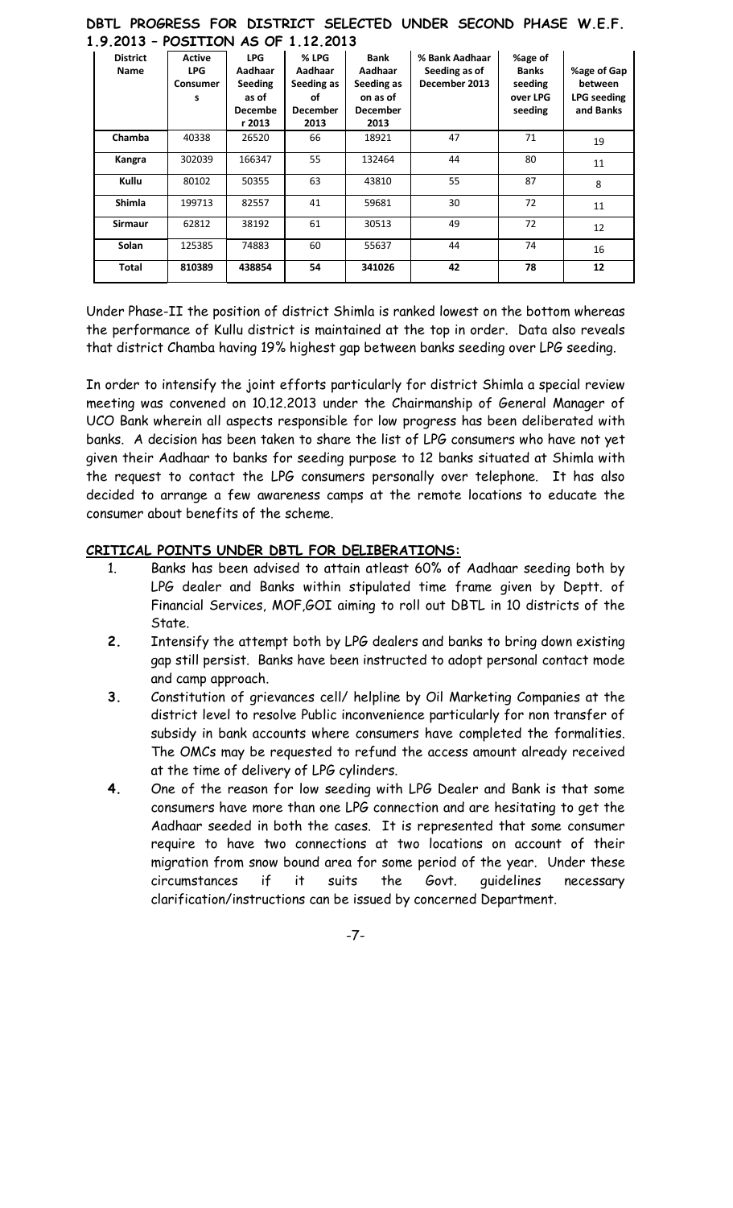**DBTL PROGRESS FOR DISTRICT SELECTED UNDER SECOND PHASE W.E.F. 1.9.2013 – POSITION AS OF 1.12.2013**

| District Name | Active LPG Consumers | LPG Aadhaar Seeding as of December 2013 | % LPG Aadhaar Seeding as of December 2013 | Bank Aadhaar Seeding as on as of December 2013 | % Bank Aadhaar Seeding as of December 2013 | %age of Banks seeding over LPG seeding | %age of Gap between LPG seeding and Banks |
|---|---|---|---|---|---|---|---|
| **Chamba** | 40338 | 26520 | 66 | 18921 | 47 | 71 | 19 |
| **Kangra** | 302039 | 166347 | 55 | 132464 | 44 | 80 | 11 |
| **Kullu** | 80102 | 50355 | 63 | 43810 | 55 | 87 | 8 |
| **Shimla** | 199713 | 82557 | 41 | 59681 | 30 | 72 | 11 |
| **Sirmaur** | 62812 | 38192 | 61 | 30513 | 49 | 72 | 12 |
| **Solan** | 125385 | 74883 | 60 | 55637 | 44 | 74 | 16 |
| **Total** | **810389** | **438854** | **54** | **341026** | **42** | **78** | **12** |

Under Phase-II the position of district Shimla is ranked lowest on the bottom whereas the performance of Kullu district is maintained at the top in order. Data also reveals that district Chamba having 19% highest gap between banks seeding over LPG seeding.

In order to intensify the joint efforts particularly for district Shimla a special review meeting was convened on 10.12.2013 under the Chairmanship of General Manager of UCO Bank wherein all aspects responsible for low progress has been deliberated with banks. A decision has been taken to share the list of LPG consumers who have not yet given their Aadhaar to banks for seeding purpose to 12 banks situated at Shimla with the request to contact the LPG consumers personally over telephone. It has also decided to arrange a few awareness camps at the remote locations to educate the consumer about benefits of the scheme.

**CRITICAL POINTS UNDER DBTL FOR DELIBERATIONS:**

1. Banks has been advised to attain atleast 60% of Aadhaar seeding both by LPG dealer and Banks within stipulated time frame given by Deptt. of Financial Services, MOF,GOI aiming to roll out DBTL in 10 districts of the State.
2. Intensify the attempt both by LPG dealers and banks to bring down existing gap still persist. Banks have been instructed to adopt personal contact mode and camp approach.
3. Constitution of grievances cell/ helpline by Oil Marketing Companies at the district level to resolve Public inconvenience particularly for non transfer of subsidy in bank accounts where consumers have completed the formalities. The OMCs may be requested to refund the access amount already received at the time of delivery of LPG cylinders.
4. One of the reason for low seeding with LPG Dealer and Bank is that some consumers have more than one LPG connection and are hesitating to get the Aadhaar seeded in both the cases. It is represented that some consumer require to have two connections at two locations on account of their migration from snow bound area for some period of the year. Under these circumstances if it suits the Govt. guidelines necessary clarification/instructions can be issued by concerned Department.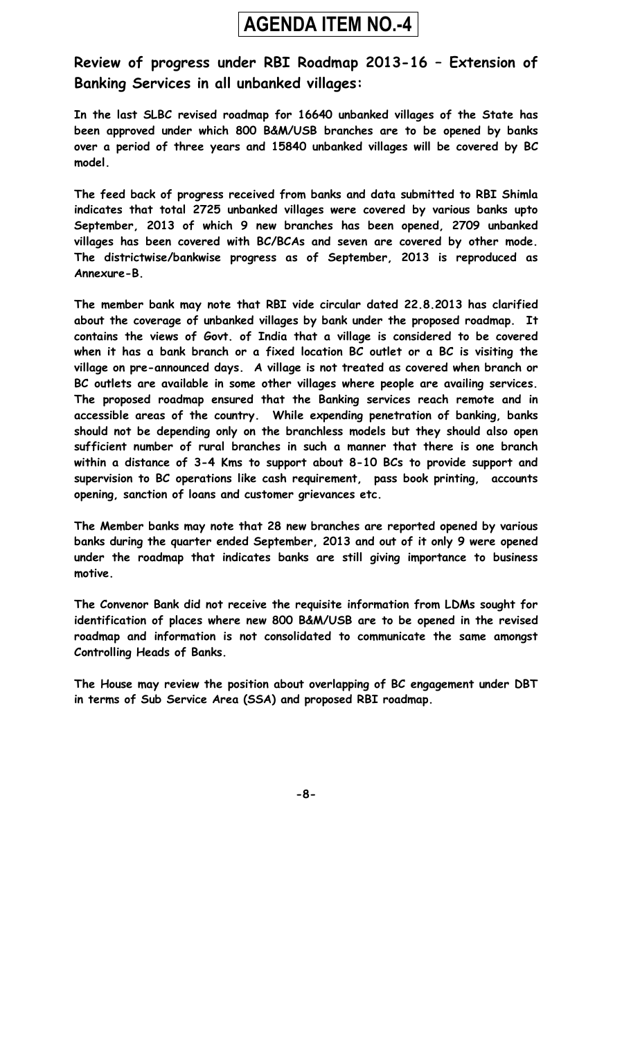# AGENDA ITEM NO.-4

## Review of progress under RBI Roadmap 2013-16 – Extension of Banking Services in all unbanked villages:

**In the last SLBC revised roadmap for 16640 unbanked villages of the State has been approved under which 800 B&M/USB branches are to be opened by banks over a period of three years and 15840 unbanked villages will be covered by BC model.**

**The feed back of progress received from banks and data submitted to RBI Shimla indicates that total 2725 unbanked villages were covered by various banks upto September, 2013 of which 9 new branches has been opened, 2709 unbanked villages has been covered with BC/BCAs and seven are covered by other mode. The districtwise/bankwise progress as of September, 2013 is reproduced as Annexure-B.**

**The member bank may note that RBI vide circular dated 22.8.2013 has clarified about the coverage of unbanked villages by bank under the proposed roadmap. It contains the views of Govt. of India that a village is considered to be covered when it has a bank branch or a fixed location BC outlet or a BC is visiting the village on pre-announced days. A village is not treated as covered when branch or BC outlets are available in some other villages where people are availing services. The proposed roadmap ensured that the Banking services reach remote and in accessible areas of the country. While expending penetration of banking, banks should not be depending only on the branchless models but they should also open sufficient number of rural branches in such a manner that there is one branch within a distance of 3-4 Kms to support about 8-10 BCs to provide support and supervision to BC operations like cash requirement, pass book printing, accounts opening, sanction of loans and customer grievances etc.**

**The Member banks may note that 28 new branches are reported opened by various banks during the quarter ended September, 2013 and out of it only 9 were opened under the roadmap that indicates banks are still giving importance to business motive.**

**The Convenor Bank did not receive the requisite information from LDMs sought for identification of places where new 800 B&M/USB are to be opened in the revised roadmap and information is not consolidated to communicate the same amongst Controlling Heads of Banks.**

**The House may review the position about overlapping of BC engagement under DBT in terms of Sub Service Area (SSA) and proposed RBI roadmap.**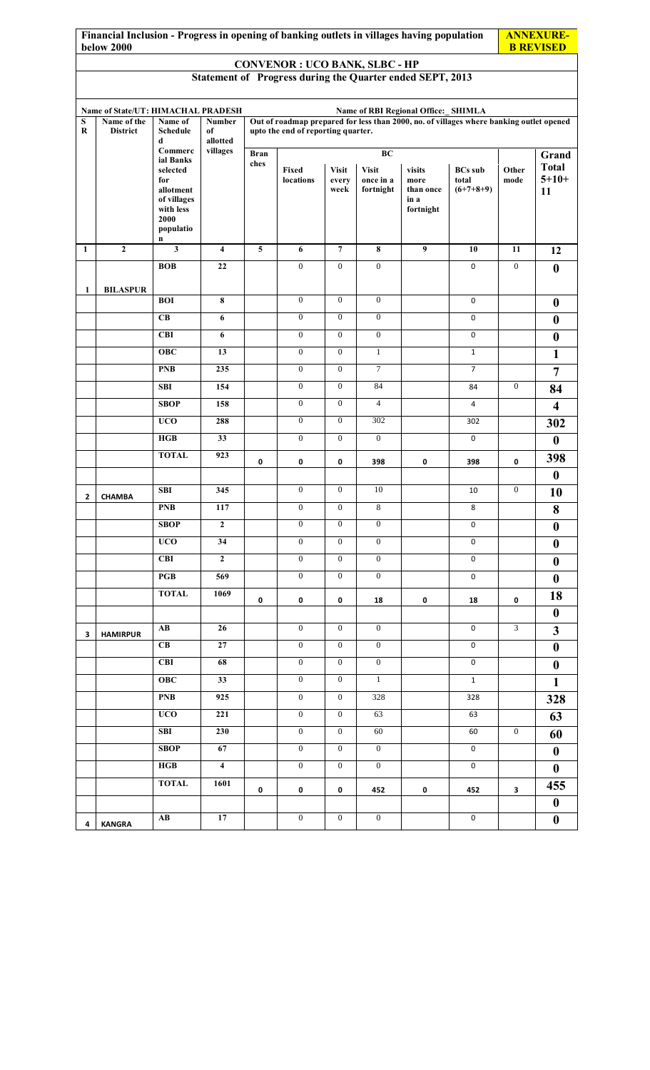**Financial Inclusion - Progress in opening of banking outlets in villages having population below 2000** **ANNEXURE-B REVISED**

**CONVENOR : UCO BANK, SLBC - HP**

**Statement of Progress during the Quarter ended SEPT, 2013**

**Name of State/UT: HIMACHAL PRADESH** **Name of RBI Regional Office:_ SHIMLA**

| SR | Name of the District | Name of Scheduled Commercial Banks selected for allotment of villages with less 2000 population | Number of allotted villages | Out of roadmap prepared for less than 2000, no. of villages where banking outlet opened upto the end of reporting quarter. | | | | | | | |
|---|---|---|---|---|---|---|---|---|---|---|---|
| | | | | Branches | BC | | | | | Other mode | Grand Total 5+10+11 |
| | | | | | Fixed locations | Visit every week | Visit once in a fortnight | visits more than once in a fortnight | BCs sub total (6+7+8+9) | | |
| 1 | 2 | 3 | 4 | 5 | 6 | 7 | 8 | 9 | 10 | 11 | 12 |
| 1 | BILASPUR | BOB | 22 | | 0 | 0 | 0 | | 0 | 0 | 0 |
| | | BOI | 8 | | 0 | 0 | 0 | | 0 | | 0 |
| | | CB | 6 | | 0 | 0 | 0 | | 0 | | 0 |
| | | CBI | 6 | | 0 | 0 | 0 | | 0 | | 0 |
| | | OBC | 13 | | 0 | 0 | 1 | | 1 | | 1 |
| | | PNB | 235 | | 0 | 0 | 7 | | 7 | | 7 |
| | | SBI | 154 | | 0 | 0 | 84 | | 84 | 0 | 84 |
| | | SBOP | 158 | | 0 | 0 | 4 | | 4 | | 4 |
| | | UCO | 288 | | 0 | 0 | 302 | | 302 | | 302 |
| | | HGB | 33 | | 0 | 0 | 0 | | 0 | | 0 |
| | | TOTAL | 923 | 0 | 0 | 0 | 398 | 0 | 398 | 0 | 398 |
| | | | | | | | | | | | 0 |
| 2 | CHAMBA | SBI | 345 | | 0 | 0 | 10 | | 10 | 0 | 10 |
| | | PNB | 117 | | 0 | 0 | 8 | | 8 | | 8 |
| | | SBOP | 2 | | 0 | 0 | 0 | | 0 | | 0 |
| | | UCO | 34 | | 0 | 0 | 0 | | 0 | | 0 |
| | | CBI | 2 | | 0 | 0 | 0 | | 0 | | 0 |
| | | PGB | 569 | | 0 | 0 | 0 | | 0 | | 0 |
| | | TOTAL | 1069 | 0 | 0 | 0 | 18 | 0 | 18 | 0 | 18 |
| | | | | | | | | | | | 0 |
| 3 | HAMIRPUR | AB | 26 | | 0 | 0 | 0 | | 0 | 3 | 3 |
| | | CB | 27 | | 0 | 0 | 0 | | 0 | | 0 |
| | | CBI | 68 | | 0 | 0 | 0 | | 0 | | 0 |
| | | OBC | 33 | | 0 | 0 | 1 | | 1 | | 1 |
| | | PNB | 925 | | 0 | 0 | 328 | | 328 | | 328 |
| | | UCO | 221 | | 0 | 0 | 63 | | 63 | | 63 |
| | | SBI | 230 | | 0 | 0 | 60 | | 60 | 0 | 60 |
| | | SBOP | 67 | | 0 | 0 | 0 | | 0 | | 0 |
| | | HGB | 4 | | 0 | 0 | 0 | | 0 | | 0 |
| | | TOTAL | 1601 | 0 | 0 | 0 | 452 | 0 | 452 | 3 | 455 |
| | | | | | | | | | | | 0 |
| 4 | KANGRA | AB | 17 | | 0 | 0 | 0 | | 0 | | 0 |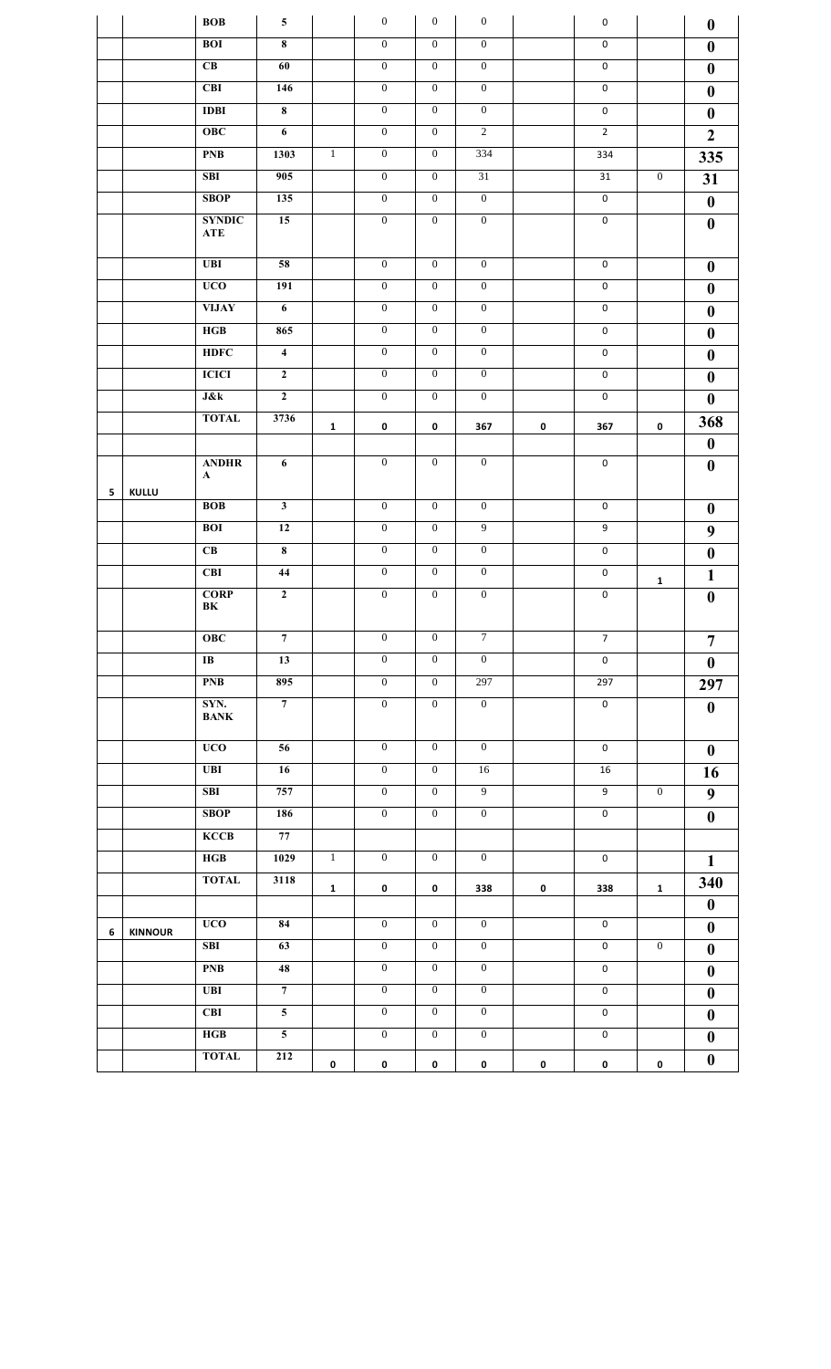| | | BOB | 5 | | 0 | 0 | 0 | | 0 | | **0** |
|---|---|---|---|---|---|---|---|---|---|---|---|
| | | BOI | 8 | | 0 | 0 | 0 | | 0 | | **0** |
| | | CB | 60 | | 0 | 0 | 0 | | 0 | | **0** |
| | | CBI | 146 | | 0 | 0 | 0 | | 0 | | **0** |
| | | IDBI | 8 | | 0 | 0 | 0 | | 0 | | **0** |
| | | OBC | 6 | | 0 | 0 | 2 | | 2 | | **2** |
| | | PNB | 1303 | 1 | 0 | 0 | 334 | | 334 | | **335** |
| | | SBI | 905 | | 0 | 0 | 31 | | 31 | 0 | **31** |
| | | SBOP | 135 | | 0 | 0 | 0 | | 0 | | **0** |
| | | SYNDICATE | 15 | | 0 | 0 | 0 | | 0 | | **0** |
| | | UBI | 58 | | 0 | 0 | 0 | | 0 | | **0** |
| | | UCO | 191 | | 0 | 0 | 0 | | 0 | | **0** |
| | | VIJAY | 6 | | 0 | 0 | 0 | | 0 | | **0** |
| | | HGB | 865 | | 0 | 0 | 0 | | 0 | | **0** |
| | | HDFC | 4 | | 0 | 0 | 0 | | 0 | | **0** |
| | | ICICI | 2 | | 0 | 0 | 0 | | 0 | | **0** |
| | | J&k | 2 | | 0 | 0 | 0 | | 0 | | **0** |
| | | TOTAL | 3736 | 1 | 0 | 0 | 367 | 0 | 367 | 0 | **368** |
| | | | | | | | | | | | **0** |
| 5 | KULLU | ANDHRA | 6 | | 0 | 0 | 0 | | 0 | | **0** |
| | | BOB | 3 | | 0 | 0 | 0 | | 0 | | **0** |
| | | BOI | 12 | | 0 | 0 | 9 | | 9 | | **9** |
| | | CB | 8 | | 0 | 0 | 0 | | 0 | | **0** |
| | | CBI | 44 | | 0 | 0 | 0 | | 0 | 1 | **1** |
| | | CORP BK | 2 | | 0 | 0 | 0 | | 0 | | **0** |
| | | OBC | 7 | | 0 | 0 | 7 | | 7 | | **7** |
| | | IB | 13 | | 0 | 0 | 0 | | 0 | | **0** |
| | | PNB | 895 | | 0 | 0 | 297 | | 297 | | **297** |
| | | SYN. BANK | 7 | | 0 | 0 | 0 | | 0 | | **0** |
| | | UCO | 56 | | 0 | 0 | 0 | | 0 | | **0** |
| | | UBI | 16 | | 0 | 0 | 16 | | 16 | | **16** |
| | | SBI | 757 | | 0 | 0 | 9 | | 9 | 0 | **9** |
| | | SBOP | 186 | | 0 | 0 | 0 | | 0 | | **0** |
| | | KCCB | 77 | | | | | | | | |
| | | HGB | 1029 | 1 | 0 | 0 | 0 | | 0 | | **1** |
| | | TOTAL | 3118 | 1 | 0 | 0 | 338 | 0 | 338 | 1 | **340** |
| | | | | | | | | | | | **0** |
| 6 | KINNOUR | UCO | 84 | | 0 | 0 | 0 | | 0 | | **0** |
| | | SBI | 63 | | 0 | 0 | 0 | | 0 | 0 | **0** |
| | | PNB | 48 | | 0 | 0 | 0 | | 0 | | **0** |
| | | UBI | 7 | | 0 | 0 | 0 | | 0 | | **0** |
| | | CBI | 5 | | 0 | 0 | 0 | | 0 | | **0** |
| | | HGB | 5 | | 0 | 0 | 0 | | 0 | | **0** |
| | | TOTAL | 212 | 0 | 0 | 0 | 0 | 0 | 0 | 0 | **0** |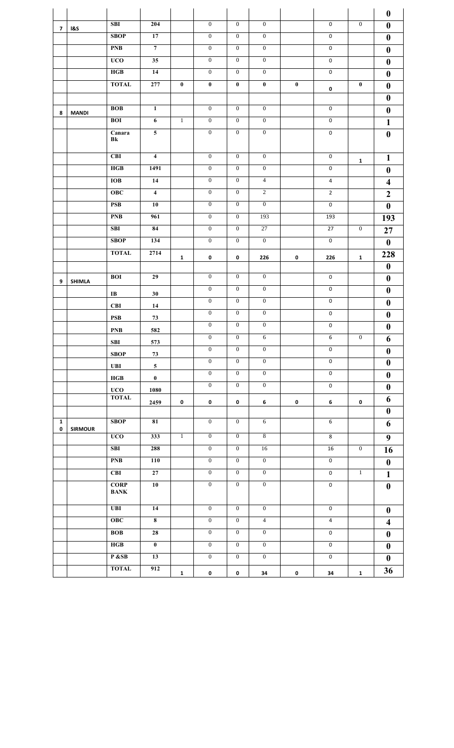| | | | | | | | | | | | |
|---|---|---|---|---|---|---|---|---|---|---|---|
| | | | | | | | | | | | 0 |
| 7 | I&S | SBI | 204 | | 0 | 0 | 0 | | 0 | 0 | 0 |
| | | SBOP | 17 | | 0 | 0 | 0 | | 0 | | 0 |
| | | PNB | 7 | | 0 | 0 | 0 | | 0 | | 0 |
| | | UCO | 35 | | 0 | 0 | 0 | | 0 | | 0 |
| | | HGB | 14 | | 0 | 0 | 0 | | 0 | | 0 |
| | | TOTAL | 277 | 0 | 0 | 0 | 0 | 0 | 0 | 0 | 0 |
| | | | | | | | | | | | 0 |
| 8 | MANDI | BOB | 1 | | 0 | 0 | 0 | | 0 | | 0 |
| | | BOI | 6 | 1 | 0 | 0 | 0 | | 0 | | 1 |
| | | Canara Bk | 5 | | 0 | 0 | 0 | | 0 | | 0 |
| | | CBI | 4 | | 0 | 0 | 0 | | 0 | 1 | 1 |
| | | HGB | 1491 | | 0 | 0 | 0 | | 0 | | 0 |
| | | IOB | 14 | | 0 | 0 | 4 | | 4 | | 4 |
| | | OBC | 4 | | 0 | 0 | 2 | | 2 | | 2 |
| | | PSB | 10 | | 0 | 0 | 0 | | 0 | | 0 |
| | | PNB | 961 | | 0 | 0 | 193 | | 193 | | 193 |
| | | SBI | 84 | | 0 | 0 | 27 | | 27 | 0 | 27 |
| | | SBOP | 134 | | 0 | 0 | 0 | | 0 | | 0 |
| | | TOTAL | 2714 | 1 | 0 | 0 | 226 | 0 | 226 | 1 | 228 |
| | | | | | | | | | | | 0 |
| 9 | SHIMLA | BOI | 29 | | 0 | 0 | 0 | | 0 | | 0 |
| | | IB | 30 | | 0 | 0 | 0 | | 0 | | 0 |
| | | CBI | 14 | | 0 | 0 | 0 | | 0 | | 0 |
| | | PSB | 73 | | 0 | 0 | 0 | | 0 | | 0 |
| | | PNB | 582 | | 0 | 0 | 0 | | 0 | | 0 |
| | | SBI | 573 | | 0 | 0 | 6 | | 6 | 0 | 6 |
| | | SBOP | 73 | | 0 | 0 | 0 | | 0 | | 0 |
| | | UBI | 5 | | 0 | 0 | 0 | | 0 | | 0 |
| | | HGB | 0 | | 0 | 0 | 0 | | 0 | | 0 |
| | | UCO | 1080 | | 0 | 0 | 0 | | 0 | | 0 |
| | | TOTAL | 2459 | 0 | 0 | 0 | 6 | 0 | 6 | 0 | 6 |
| | | | | | | | | | | | 0 |
| 10 | SIRMOUR | SBOP | 81 | | 0 | 0 | 6 | | 6 | | 6 |
| | | UCO | 333 | 1 | 0 | 0 | 8 | | 8 | | 9 |
| | | SBI | 288 | | 0 | 0 | 16 | | 16 | 0 | 16 |
| | | PNB | 110 | | 0 | 0 | 0 | | 0 | | 0 |
| | | CBI | 27 | | 0 | 0 | 0 | | 0 | 1 | 1 |
| | | CORP BANK | 10 | | 0 | 0 | 0 | | 0 | | 0 |
| | | UBI | 14 | | 0 | 0 | 0 | | 0 | | 0 |
| | | OBC | 8 | | 0 | 0 | 4 | | 4 | | 4 |
| | | BOB | 28 | | 0 | 0 | 0 | | 0 | | 0 |
| | | HGB | 0 | | 0 | 0 | 0 | | 0 | | 0 |
| | | P &SB | 13 | | 0 | 0 | 0 | | 0 | | 0 |
| | | TOTAL | 912 | 1 | 0 | 0 | 34 | 0 | 34 | 1 | 36 |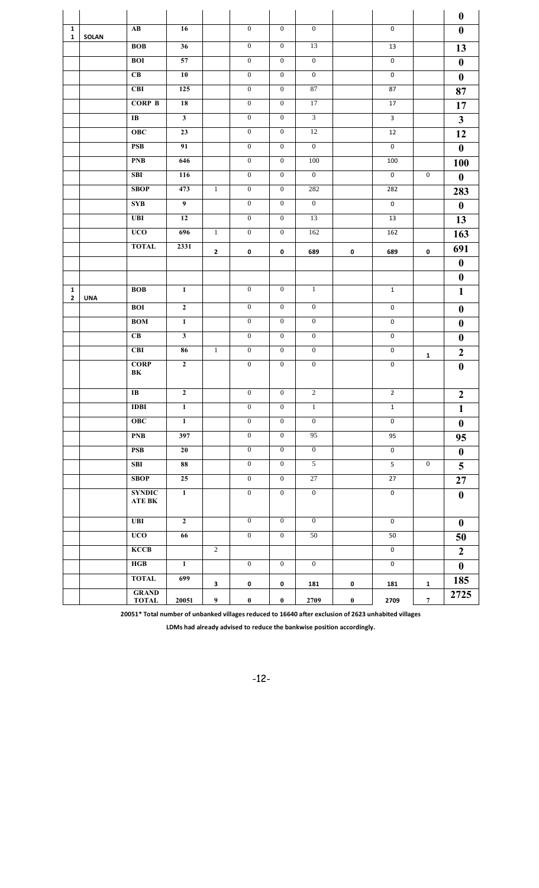| | | | | | | | | | | | |
|---|---|---|---|---|---|---|---|---|---|---|---|
| | | | | | | | | | | | 0 |
| 11 | SOLAN | AB | 16 | | 0 | 0 | 0 | | 0 | | 0 |
| | | BOB | 36 | | 0 | 0 | 13 | | 13 | | 13 |
| | | BOI | 57 | | 0 | 0 | 0 | | 0 | | 0 |
| | | CB | 10 | | 0 | 0 | 0 | | 0 | | 0 |
| | | CBI | 125 | | 0 | 0 | 87 | | 87 | | 87 |
| | | CORP B | 18 | | 0 | 0 | 17 | | 17 | | 17 |
| | | IB | 3 | | 0 | 0 | 3 | | 3 | | 3 |
| | | OBC | 23 | | 0 | 0 | 12 | | 12 | | 12 |
| | | PSB | 91 | | 0 | 0 | 0 | | 0 | | 0 |
| | | PNB | 646 | | 0 | 0 | 100 | | 100 | | 100 |
| | | SBI | 116 | | 0 | 0 | 0 | | 0 | 0 | 0 |
| | | SBOP | 473 | 1 | 0 | 0 | 282 | | 282 | | 283 |
| | | SYB | 9 | | 0 | 0 | 0 | | 0 | | 0 |
| | | UBI | 12 | | 0 | 0 | 13 | | 13 | | 13 |
| | | UCO | 696 | 1 | 0 | 0 | 162 | | 162 | | 163 |
| | | TOTAL | 2331 | 2 | 0 | 0 | 689 | 0 | 689 | 0 | 691 |
| | | | | | | | | | | | 0 |
| | | | | | | | | | | | 0 |
| 12 | UNA | BOB | 1 | | 0 | 0 | 1 | | 1 | | 1 |
| | | BOI | 2 | | 0 | 0 | 0 | | 0 | | 0 |
| | | BOM | 1 | | 0 | 0 | 0 | | 0 | | 0 |
| | | CB | 3 | | 0 | 0 | 0 | | 0 | | 0 |
| | | CBI | 86 | 1 | 0 | 0 | 0 | | 0 | 1 | 2 |
| | | CORP BK | 2 | | 0 | 0 | 0 | | 0 | | 0 |
| | | IB | 2 | | 0 | 0 | 2 | | 2 | | 2 |
| | | IDBI | 1 | | 0 | 0 | 1 | | 1 | | 1 |
| | | OBC | 1 | | 0 | 0 | 0 | | 0 | | 0 |
| | | PNB | 397 | | 0 | 0 | 95 | | 95 | | 95 |
| | | PSB | 20 | | 0 | 0 | 0 | | 0 | | 0 |
| | | SBI | 88 | | 0 | 0 | 5 | | 5 | 0 | 5 |
| | | SBOP | 25 | | 0 | 0 | 27 | | 27 | | 27 |
| | | SYNDICATE BK | 1 | | 0 | 0 | 0 | | 0 | | 0 |
| | | UBI | 2 | | 0 | 0 | 0 | | 0 | | 0 |
| | | UCO | 66 | | 0 | 0 | 50 | | 50 | | 50 |
| | | KCCB | | 2 | | | | | 0 | | 2 |
| | | HGB | 1 | | 0 | 0 | 0 | | 0 | | 0 |
| | | TOTAL | 699 | 3 | 0 | 0 | 181 | 0 | 181 | 1 | 185 |
| | | GRAND TOTAL | 20051 | 9 | 0 | 0 | 2709 | 0 | 2709 | 7 | 2725 |

**20051* Total number of unbanked villages reduced to 16640 after exclusion of 2623 unhabited villages**

**LDMs had already advised to reduce the bankwise position accordingly.**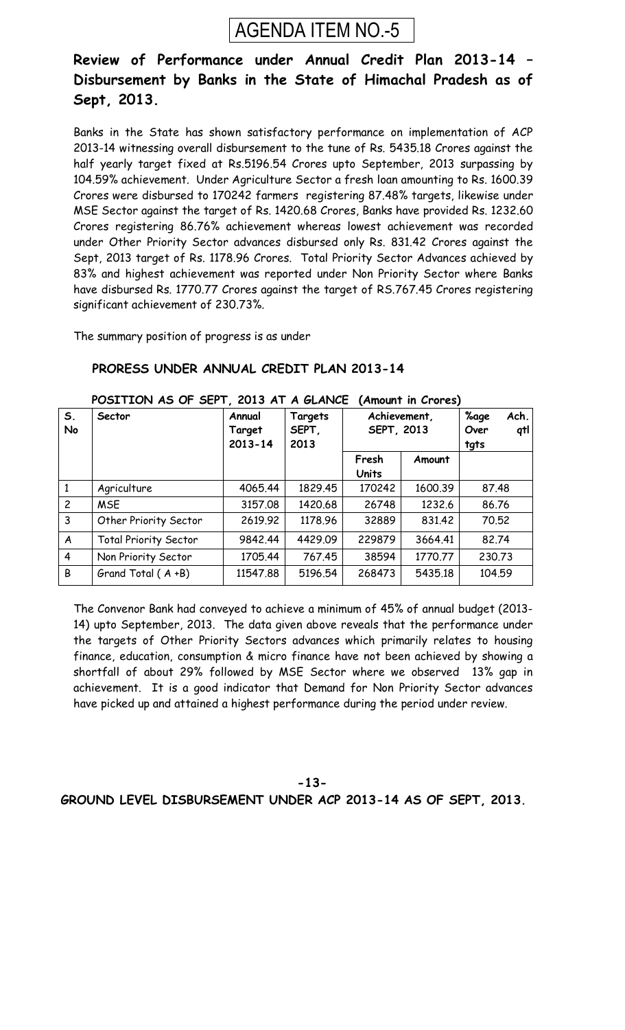# AGENDA ITEM NO.-5

## Review of Performance under Annual Credit Plan 2013-14 – Disbursement by Banks in the State of Himachal Pradesh as of Sept, 2013.

Banks in the State has shown satisfactory performance on implementation of ACP 2013-14 witnessing overall disbursement to the tune of Rs. 5435.18 Crores against the half yearly target fixed at Rs.5196.54 Crores upto September, 2013 surpassing by 104.59% achievement. Under Agriculture Sector a fresh loan amounting to Rs. 1600.39 Crores were disbursed to 170242 farmers registering 87.48% targets, likewise under MSE Sector against the target of Rs. 1420.68 Crores, Banks have provided Rs. 1232.60 Crores registering 86.76% achievement whereas lowest achievement was recorded under Other Priority Sector advances disbursed only Rs. 831.42 Crores against the Sept, 2013 target of Rs. 1178.96 Crores. Total Priority Sector Advances achieved by 83% and highest achievement was reported under Non Priority Sector where Banks have disbursed Rs. 1770.77 Crores against the target of RS.767.45 Crores registering significant achievement of 230.73%.

The summary position of progress is as under

**PRORESS UNDER ANNUAL CREDIT PLAN 2013-14**

**POSITION AS OF SEPT, 2013 AT A GLANCE (Amount in Crores)**

| S. No | Sector | Annual Target 2013-14 | Targets SEPT, 2013 | Achievement, SEPT, 2013 | | %age Ach. Over qtl tgts |
|---|---|---|---|---|---|---|
| | | | | Fresh Units | Amount | |
| 1 | Agriculture | 4065.44 | 1829.45 | 170242 | 1600.39 | 87.48 |
| 2 | MSE | 3157.08 | 1420.68 | 26748 | 1232.6 | 86.76 |
| 3 | Other Priority Sector | 2619.92 | 1178.96 | 32889 | 831.42 | 70.52 |
| A | Total Priority Sector | 9842.44 | 4429.09 | 229879 | 3664.41 | 82.74 |
| 4 | Non Priority Sector | 1705.44 | 767.45 | 38594 | 1770.77 | 230.73 |
| B | Grand Total ( A +B) | 11547.88 | 5196.54 | 268473 | 5435.18 | 104.59 |

The Convenor Bank had conveyed to achieve a minimum of 45% of annual budget (2013-14) upto September, 2013. The data given above reveals that the performance under the targets of Other Priority Sectors advances which primarily relates to housing finance, education, consumption & micro finance have not been achieved by showing a shortfall of about 29% followed by MSE Sector where we observed 13% gap in achievement. It is a good indicator that Demand for Non Priority Sector advances have picked up and attained a highest performance during the period under review.

**GROUND LEVEL DISBURSEMENT UNDER ACP 2013-14 AS OF SEPT, 2013.**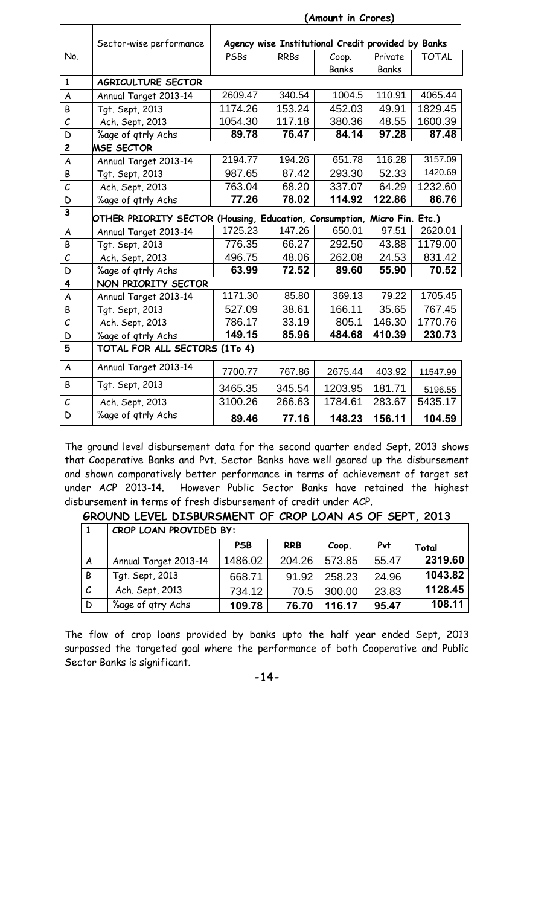(Amount in Crores)

| No. | Sector-wise performance | Agency wise Institutional Credit provided by Banks | | | | |
|---|---|---|---|---|---|---|
| | | PSBs | RRBs | Coop. Banks | Private Banks | TOTAL |
| 1 | **AGRICULTURE SECTOR** | | | | | |
| A | Annual Target 2013-14 | 2609.47 | 340.54 | 1004.5 | 110.91 | 4065.44 |
| B | Tgt. Sept, 2013 | 1174.26 | 153.24 | 452.03 | 49.91 | 1829.45 |
| C | Ach. Sept, 2013 | 1054.30 | 117.18 | 380.36 | 48.55 | 1600.39 |
| D | %age of qtrly Achs | **89.78** | **76.47** | **84.14** | **97.28** | **87.48** |
| 2 | **MSE SECTOR** | | | | | |
| A | Annual Target 2013-14 | 2194.77 | 194.26 | 651.78 | 116.28 | 3157.09 |
| B | Tgt. Sept, 2013 | 987.65 | 87.42 | 293.30 | 52.33 | 1420.69 |
| C | Ach. Sept, 2013 | 763.04 | 68.20 | 337.07 | 64.29 | 1232.60 |
| D | %age of qtrly Achs | **77.26** | **78.02** | **114.92** | **122.86** | **86.76** |
| 3 | **OTHER PRIORITY SECTOR (Housing, Education, Consumption, Micro Fin. Etc.)** | | | | | |
| A | Annual Target 2013-14 | 1725.23 | 147.26 | 650.01 | 97.51 | 2620.01 |
| B | Tgt. Sept, 2013 | 776.35 | 66.27 | 292.50 | 43.88 | 1179.00 |
| C | Ach. Sept, 2013 | 496.75 | 48.06 | 262.08 | 24.53 | 831.42 |
| D | %age of qtrly Achs | **63.99** | **72.52** | **89.60** | **55.90** | **70.52** |
| 4 | **NON PRIORITY SECTOR** | | | | | |
| A | Annual Target 2013-14 | 1171.30 | 85.80 | 369.13 | 79.22 | 1705.45 |
| B | Tgt. Sept, 2013 | 527.09 | 38.61 | 166.11 | 35.65 | 767.45 |
| C | Ach. Sept, 2013 | 786.17 | 33.19 | 805.1 | 146.30 | 1770.76 |
| D | %age of qtrly Achs | **149.15** | **85.96** | **484.68** | **410.39** | **230.73** |
| 5 | **TOTAL FOR ALL SECTORS (1To 4)** | | | | | |
| A | Annual Target 2013-14 | 7700.77 | 767.86 | 2675.44 | 403.92 | 11547.99 |
| B | Tgt. Sept, 2013 | 3465.35 | 345.54 | 1203.95 | 181.71 | 5196.55 |
| C | Ach. Sept, 2013 | 3100.26 | 266.63 | 1784.61 | 283.67 | 5435.17 |
| D | %age of qtrly Achs | **89.46** | **77.16** | **148.23** | **156.11** | **104.59** |

The ground level disbursement data for the second quarter ended Sept, 2013 shows that Cooperative Banks and Pvt. Sector Banks have well geared up the disbursement and shown comparatively better performance in terms of achievement of target set under ACP 2013-14. However Public Sector Banks have retained the highest disbursement in terms of fresh disbursement of credit under ACP.

## GROUND LEVEL DISBURSMENT OF CROP LOAN AS OF SEPT, 2013

| 1 | **CROP LOAN PROVIDED BY:** | | | | | |
|---|---|---|---|---|---|---|
| | | **PSB** | **RRB** | **Coop.** | **Pvt** | **Total** |
| A | Annual Target 2013-14 | 1486.02 | 204.26 | 573.85 | 55.47 | **2319.60** |
| B | Tgt. Sept, 2013 | 668.71 | 91.92 | 258.23 | 24.96 | **1043.82** |
| C | Ach. Sept, 2013 | 734.12 | 70.5 | 300.00 | 23.83 | **1128.45** |
| D | %age of qtry Achs | **109.78** | **76.70** | **116.17** | **95.47** | **108.11** |

The flow of crop loans provided by banks upto the half year ended Sept, 2013 surpassed the targeted goal where the performance of both Cooperative and Public Sector Banks is significant.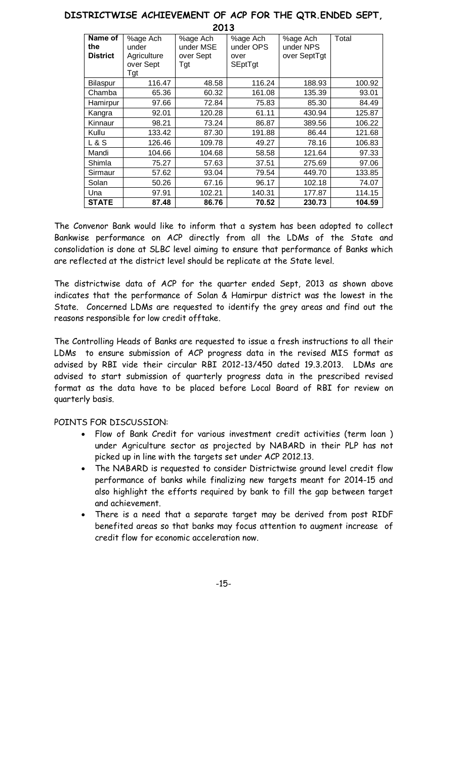## DISTRICTWISE ACHIEVEMENT OF ACP FOR THE QTR.ENDED SEPT, 2013

| Name of the District | %age Ach under Agriculture over Sept Tgt | %age Ach under MSE over Sept Tgt | %age Ach under OPS over SEptTgt | %age Ach under NPS over SeptTgt | Total |
|---|---|---|---|---|---|
| Bilaspur | 116.47 | 48.58 | 116.24 | 188.93 | 100.92 |
| Chamba | 65.36 | 60.32 | 161.08 | 135.39 | 93.01 |
| Hamirpur | 97.66 | 72.84 | 75.83 | 85.30 | 84.49 |
| Kangra | 92.01 | 120.28 | 61.11 | 430.94 | 125.87 |
| Kinnaur | 98.21 | 73.24 | 86.87 | 389.56 | 106.22 |
| Kullu | 133.42 | 87.30 | 191.88 | 86.44 | 121.68 |
| L & S | 126.46 | 109.78 | 49.27 | 78.16 | 106.83 |
| Mandi | 104.66 | 104.68 | 58.58 | 121.64 | 97.33 |
| Shimla | 75.27 | 57.63 | 37.51 | 275.69 | 97.06 |
| Sirmaur | 57.62 | 93.04 | 79.54 | 449.70 | 133.85 |
| Solan | 50.26 | 67.16 | 96.17 | 102.18 | 74.07 |
| Una | 97.91 | 102.21 | 140.31 | 177.87 | 114.15 |
| **STATE** | **87.48** | **86.76** | **70.52** | **230.73** | **104.59** |

The Convenor Bank would like to inform that a system has been adopted to collect Bankwise performance on ACP directly from all the LDMs of the State and consolidation is done at SLBC level aiming to ensure that performance of Banks which are reflected at the district level should be replicate at the State level.

The districtwise data of ACP for the quarter ended Sept, 2013 as shown above indicates that the performance of Solan & Hamirpur district was the lowest in the State. Concerned LDMs are requested to identify the grey areas and find out the reasons responsible for low credit offtake.

The Controlling Heads of Banks are requested to issue a fresh instructions to all their LDMs to ensure submission of ACP progress data in the revised MIS format as advised by RBI vide their circular RBI 2012-13/450 dated 19.3.2013. LDMs are advised to start submission of quarterly progress data in the prescribed revised format as the data have to be placed before Local Board of RBI for review on quarterly basis.

POINTS FOR DISCUSSION:

- Flow of Bank Credit for various investment credit activities (term loan ) under Agriculture sector as projected by NABARD in their PLP has not picked up in line with the targets set under ACP 2012.13.
- The NABARD is requested to consider Districtwise ground level credit flow performance of banks while finalizing new targets meant for 2014-15 and also highlight the efforts required by bank to fill the gap between target and achievement.
- There is a need that a separate target may be derived from post RIDF benefited areas so that banks may focus attention to augment increase of credit flow for economic acceleration now.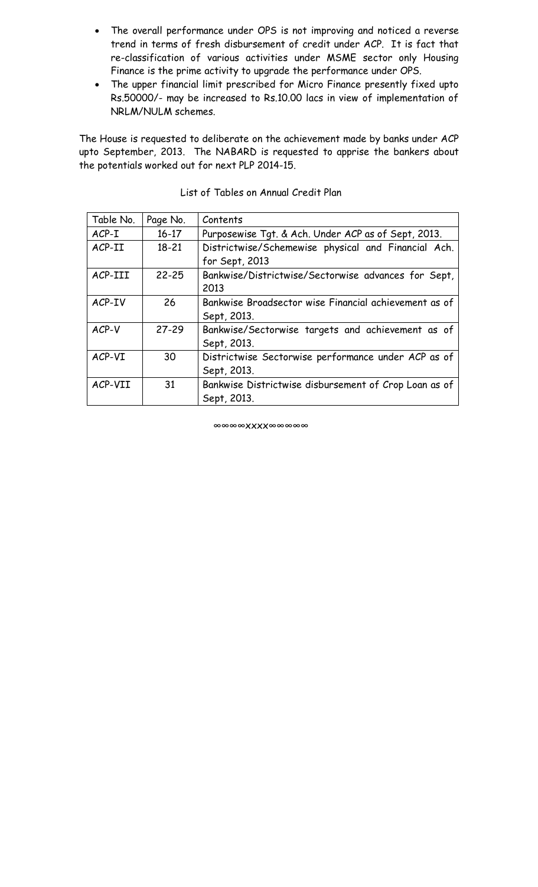- The overall performance under OPS is not improving and noticed a reverse trend in terms of fresh disbursement of credit under ACP. It is fact that re-classification of various activities under MSME sector only Housing Finance is the prime activity to upgrade the performance under OPS.
- The upper financial limit prescribed for Micro Finance presently fixed upto Rs.50000/- may be increased to Rs.10.00 lacs in view of implementation of NRLM/NULM schemes.

The House is requested to deliberate on the achievement made by banks under ACP upto September, 2013. The NABARD is requested to apprise the bankers about the potentials worked out for next PLP 2014-15.

List of Tables on Annual Credit Plan

| Table No. | Page No. | Contents |
|---|---|---|
| ACP-I | 16-17 | Purposewise Tgt. & Ach. Under ACP as of Sept, 2013. |
| ACP-II | 18-21 | Districtwise/Schemewise physical and Financial Ach. for Sept, 2013 |
| ACP-III | 22-25 | Bankwise/Districtwise/Sectorwise advances for Sept, 2013 |
| ACP-IV | 26 | Bankwise Broadsector wise Financial achievement as of Sept, 2013. |
| ACP-V | 27-29 | Bankwise/Sectorwise targets and achievement as of Sept, 2013. |
| ACP-VI | 30 | Districtwise Sectorwise performance under ACP as of Sept, 2013. |
| ACP-VII | 31 | Bankwise Districtwise disbursement of Crop Loan as of Sept, 2013. |

∞∞∞∞xxxx∞∞∞∞∞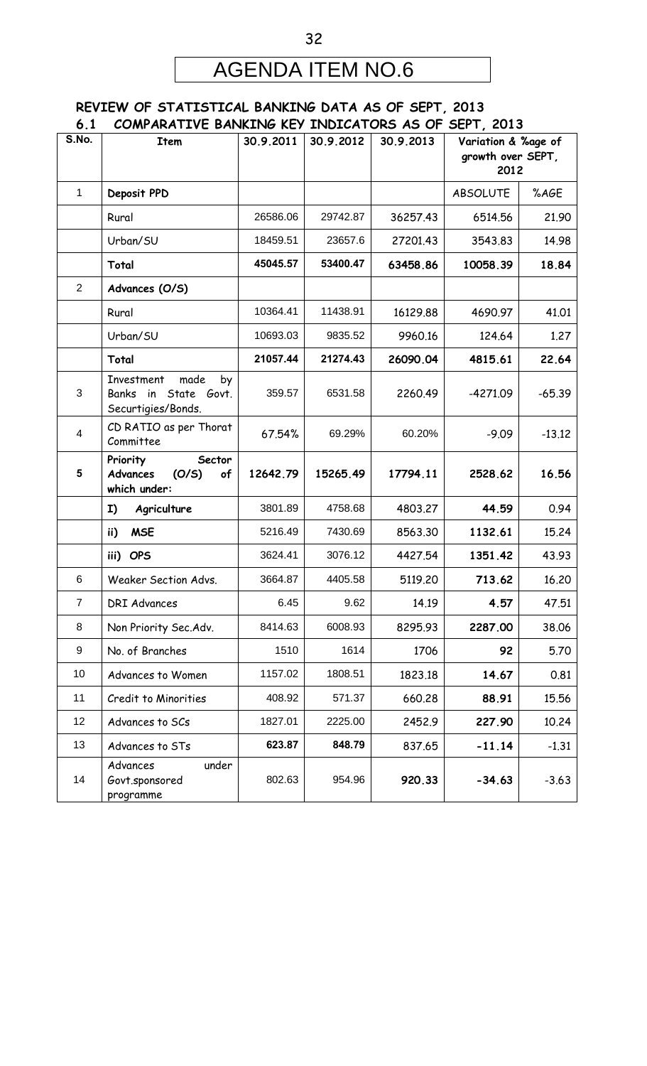# AGENDA ITEM NO.6

## REVIEW OF STATISTICAL BANKING DATA AS OF SEPT, 2013

### 6.1 COMPARATIVE BANKING KEY INDICATORS AS OF SEPT, 2013

| S.No. | Item | 30.9.2011 | 30.9.2012 | 30.9.2013 | Variation & %age of growth over SEPT, 2012 | |
|---|---|---|---|---|---|---|
| 1 | **Deposit PPD** | | | | ABSOLUTE | %AGE |
| | Rural | 26586.06 | 29742.87 | 36257.43 | 6514.56 | 21.90 |
| | Urban/SU | 18459.51 | 23657.6 | 27201.43 | 3543.83 | 14.98 |
| | **Total** | **45045.57** | **53400.47** | **63458.86** | **10058.39** | **18.84** |
| 2 | **Advances (O/S)** | | | | | |
| | Rural | 10364.41 | 11438.91 | 16129.88 | 4690.97 | 41.01 |
| | Urban/SU | 10693.03 | 9835.52 | 9960.16 | 124.64 | 1.27 |
| | **Total** | **21057.44** | **21274.43** | **26090.04** | **4815.61** | **22.64** |
| 3 | Investment made by Banks in State Govt. Securtigies/Bonds. | 359.57 | 6531.58 | 2260.49 | -4271.09 | -65.39 |
| 4 | CD RATIO as per Thorat Committee | 67.54% | 69.29% | 60.20% | -9.09 | -13.12 |
| **5** | **Priority Sector Advances (O/S) of which under:** | **12642.79** | **15265.49** | **17794.11** | **2528.62** | **16.56** |
| | **I) Agriculture** | 3801.89 | 4758.68 | 4803.27 | **44.59** | 0.94 |
| | **ii) MSE** | 5216.49 | 7430.69 | 8563.30 | **1132.61** | 15.24 |
| | **iii) OPS** | 3624.41 | 3076.12 | 4427.54 | **1351.42** | 43.93 |
| 6 | Weaker Section Advs. | 3664.87 | 4405.58 | 5119.20 | **713.62** | 16.20 |
| 7 | DRI Advances | 6.45 | 9.62 | 14.19 | **4.57** | 47.51 |
| 8 | Non Priority Sec.Adv. | 8414.63 | 6008.93 | 8295.93 | **2287.00** | 38.06 |
| 9 | No. of Branches | 1510 | 1614 | 1706 | **92** | 5.70 |
| 10 | Advances to Women | 1157.02 | 1808.51 | 1823.18 | **14.67** | 0.81 |
| 11 | Credit to Minorities | 408.92 | 571.37 | 660.28 | **88.91** | 15.56 |
| 12 | Advances to SCs | 1827.01 | 2225.00 | 2452.9 | **227.90** | 10.24 |
| 13 | Advances to STs | **623.87** | **848.79** | 837.65 | **-11.14** | -1.31 |
| 14 | Advances under Govt.sponsored programme | 802.63 | 954.96 | **920.33** | **-34.63** | -3.63 |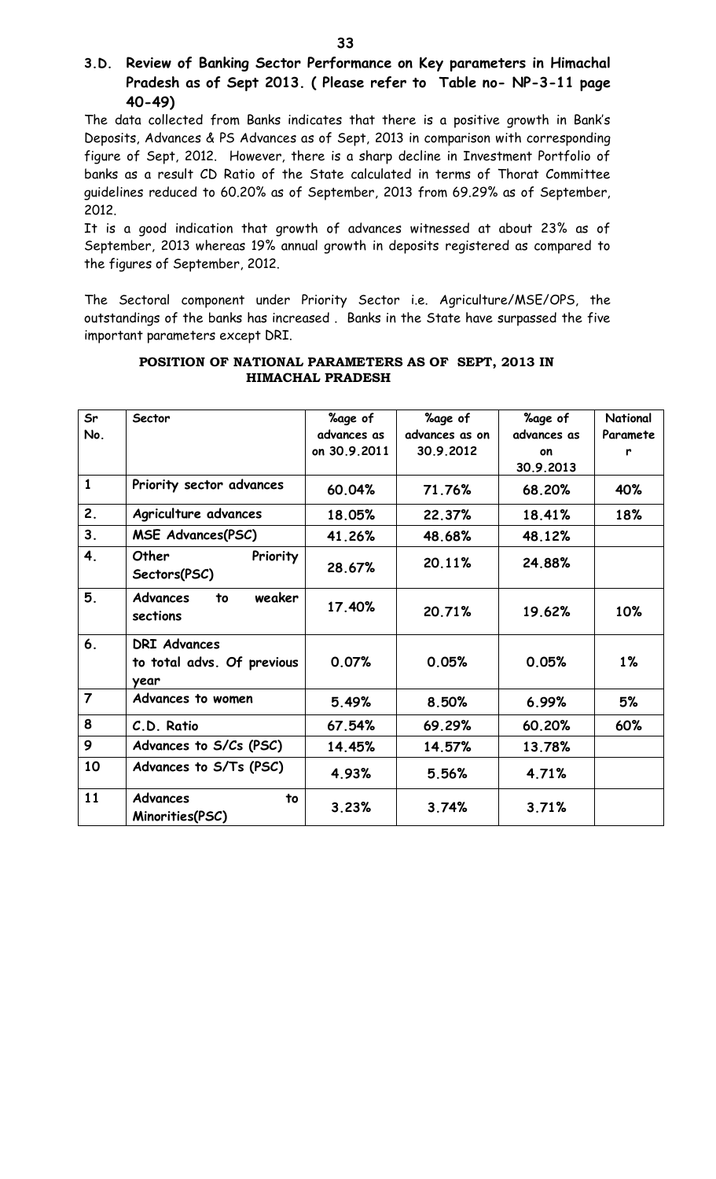### 3.D. Review of Banking Sector Performance on Key parameters in Himachal Pradesh as of Sept 2013. ( Please refer to Table no- NP-3-11 page 40-49)

The data collected from Banks indicates that there is a positive growth in Bank's Deposits, Advances & PS Advances as of Sept, 2013 in comparison with corresponding figure of Sept, 2012. However, there is a sharp decline in Investment Portfolio of banks as a result CD Ratio of the State calculated in terms of Thorat Committee guidelines reduced to 60.20% as of September, 2013 from 69.29% as of September, 2012.

It is a good indication that growth of advances witnessed at about 23% as of September, 2013 whereas 19% annual growth in deposits registered as compared to the figures of September, 2012.

The Sectoral component under Priority Sector i.e. Agriculture/MSE/OPS, the outstandings of the banks has increased . Banks in the State have surpassed the five important parameters except DRI.

**POSITION OF NATIONAL PARAMETERS AS OF SEPT, 2013 IN HIMACHAL PRADESH**

| Sr No. | Sector | %age of advances as on 30.9.2011 | %age of advances as on 30.9.2012 | %age of advances as on 30.9.2013 | National Parameter |
|---|---|---|---|---|---|
| 1 | Priority sector advances | 60.04% | 71.76% | 68.20% | 40% |
| 2. | Agriculture advances | 18.05% | 22.37% | 18.41% | 18% |
| 3. | MSE Advances(PSC) | 41.26% | 48.68% | 48.12% | |
| 4. | Other Priority Sectors(PSC) | 28.67% | 20.11% | 24.88% | |
| 5. | Advances to weaker sections | 17.40% | 20.71% | 19.62% | 10% |
| 6. | DRI Advances to total advs. Of previous year | 0.07% | 0.05% | 0.05% | 1% |
| 7 | Advances to women | 5.49% | 8.50% | 6.99% | 5% |
| 8 | C.D. Ratio | 67.54% | 69.29% | 60.20% | 60% |
| 9 | Advances to S/Cs (PSC) | 14.45% | 14.57% | 13.78% | |
| 10 | Advances to S/Ts (PSC) | 4.93% | 5.56% | 4.71% | |
| 11 | Advances to Minorities(PSC) | 3.23% | 3.74% | 3.71% | |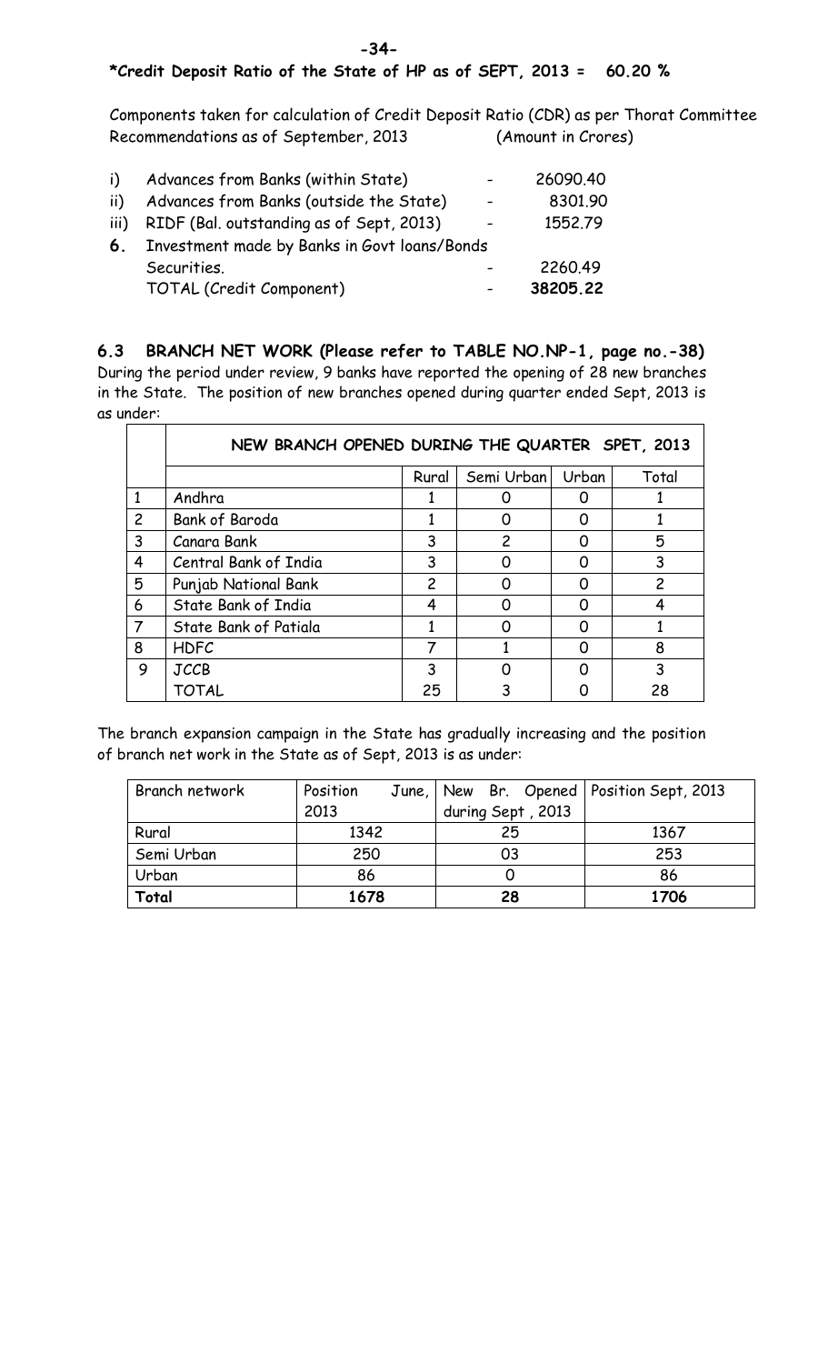**\*Credit Deposit Ratio of the State of HP as of SEPT, 2013 = 60.20 %**

Components taken for calculation of Credit Deposit Ratio (CDR) as per Thorat Committee Recommendations as of September, 2013 (Amount in Crores)

| | | | |
|---|---|---|---|
| i) | Advances from Banks (within State) | - | 26090.40 |
| ii) | Advances from Banks (outside the State) | - | 8301.90 |
| iii) | RIDF (Bal. outstanding as of Sept, 2013) | - | 1552.79 |
| **6.** | Investment made by Banks in Govt loans/Bonds Securities. | - | 2260.49 |
| | TOTAL (Credit Component) | - | **38205.22** |

### 6.3 BRANCH NET WORK (Please refer to TABLE NO.NP-1, page no.-38)

During the period under review, 9 banks have reported the opening of 28 new branches in the State. The position of new branches opened during quarter ended Sept, 2013 is as under:

| | NEW BRANCH OPENED DURING THE QUARTER SPET, 2013 | | | | |
|---|---|---|---|---|---|
| | | Rural | Semi Urban | Urban | Total |
| 1 | Andhra | 1 | 0 | 0 | 1 |
| 2 | Bank of Baroda | 1 | 0 | 0 | 1 |
| 3 | Canara Bank | 3 | 2 | 0 | 5 |
| 4 | Central Bank of India | 3 | 0 | 0 | 3 |
| 5 | Punjab National Bank | 2 | 0 | 0 | 2 |
| 6 | State Bank of India | 4 | 0 | 0 | 4 |
| 7 | State Bank of Patiala | 1 | 0 | 0 | 1 |
| 8 | HDFC | 7 | 1 | 0 | 8 |
| 9 | JCCB | 3 | 0 | 0 | 3 |
| | TOTAL | 25 | 3 | 0 | 28 |

The branch expansion campaign in the State has gradually increasing and the position of branch net work in the State as of Sept, 2013 is as under:

| Branch network | Position June, 2013 | New Br. Opened during Sept , 2013 | Position Sept, 2013 |
|---|---|---|---|
| Rural | 1342 | 25 | 1367 |
| Semi Urban | 250 | 03 | 253 |
| Urban | 86 | 0 | 86 |
| **Total** | **1678** | **28** | **1706** |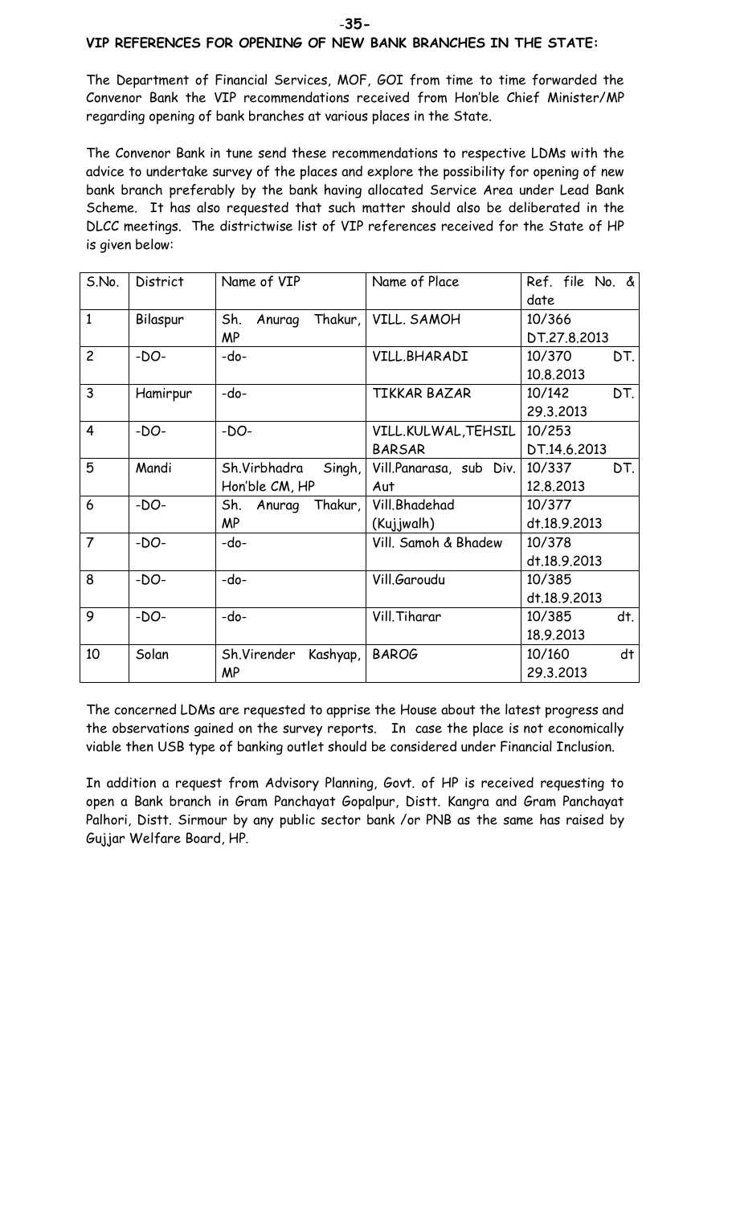### VIP REFERENCES FOR OPENING OF NEW BANK BRANCHES IN THE STATE:

The Department of Financial Services, MOF, GOI from time to time forwarded the Convenor Bank the VIP recommendations received from Hon'ble Chief Minister/MP regarding opening of bank branches at various places in the State.

The Convenor Bank in tune send these recommendations to respective LDMs with the advice to undertake survey of the places and explore the possibility for opening of new bank branch preferably by the bank having allocated Service Area under Lead Bank Scheme. It has also requested that such matter should also be deliberated in the DLCC meetings. The districtwise list of VIP references received for the State of HP is given below:

| S.No. | District | Name of VIP | Name of Place | Ref. file No. & date |
|---|---|---|---|---|
| 1 | Bilaspur | Sh. Anurag Thakur, MP | VILL. SAMOH | 10/366 DT.27.8.2013 |
| 2 | -DO- | -do- | VILL.BHARADI | 10/370 DT. 10.8.2013 |
| 3 | Hamirpur | -do- | TIKKAR BAZAR | 10/142 DT. 29.3.2013 |
| 4 | -DO- | -DO- | VILL.KULWAL,TEHSIL BARSAR | 10/253 DT.14.6.2013 |
| 5 | Mandi | Sh.Virbhadra Singh, Hon'ble CM, HP | Vill.Panarasa, sub Div. Aut | 10/337 DT. 12.8.2013 |
| 6 | -DO- | Sh. Anurag Thakur, MP | Vill.Bhadehad (Kujjwalh) | 10/377 dt.18.9.2013 |
| 7 | -DO- | -do- | Vill. Samoh & Bhadew | 10/378 dt.18.9.2013 |
| 8 | -DO- | -do- | Vill.Garoudu | 10/385 dt.18.9.2013 |
| 9 | -DO- | -do- | Vill.Tiharar | 10/385 dt. 18.9.2013 |
| 10 | Solan | Sh.Virender Kashyap, MP | BAROG | 10/160 dt 29.3.2013 |

The concerned LDMs are requested to apprise the House about the latest progress and the observations gained on the survey reports. In case the place is not economically viable then USB type of banking outlet should be considered under Financial Inclusion.

In addition a request from Advisory Planning, Govt. of HP is received requesting to open a Bank branch in Gram Panchayat Gopalpur, Distt. Kangra and Gram Panchayat Palhori, Distt. Sirmour by any public sector bank /or PNB as the same has raised by Gujjar Welfare Board, HP.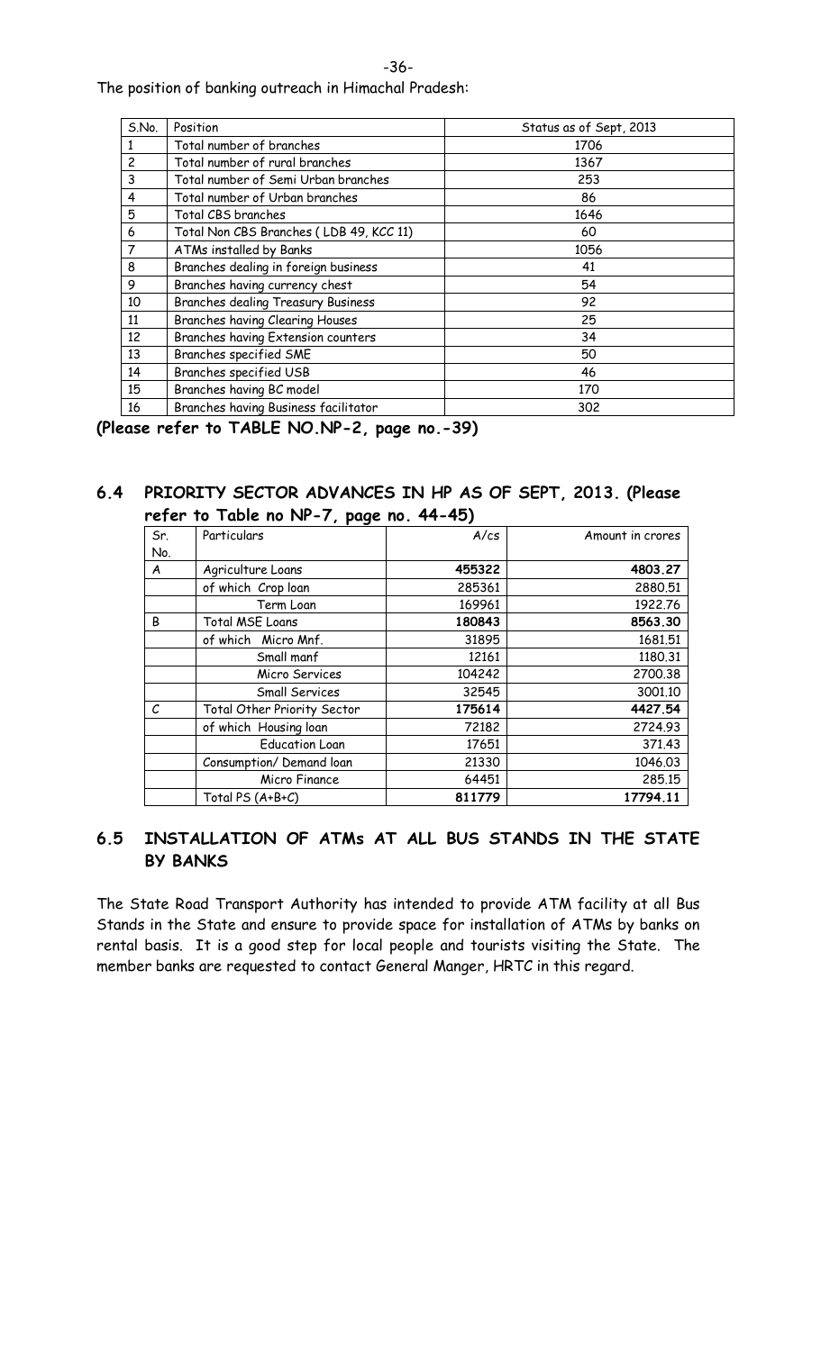The position of banking outreach in Himachal Pradesh:

| S.No. | Position | Status as of Sept, 2013 |
|---|---|---|
| 1 | Total number of branches | 1706 |
| 2 | Total number of rural branches | 1367 |
| 3 | Total number of Semi Urban branches | 253 |
| 4 | Total number of Urban branches | 86 |
| 5 | Total CBS branches | 1646 |
| 6 | Total Non CBS Branches ( LDB 49, KCC 11) | 60 |
| 7 | ATMs installed by Banks | 1056 |
| 8 | Branches dealing in foreign business | 41 |
| 9 | Branches having currency chest | 54 |
| 10 | Branches dealing Treasury Business | 92 |
| 11 | Branches having Clearing Houses | 25 |
| 12 | Branches having Extension counters | 34 |
| 13 | Branches specified SME | 50 |
| 14 | Branches specified USB | 46 |
| 15 | Branches having BC model | 170 |
| 16 | Branches having Business facilitator | 302 |

**(Please refer to TABLE NO.NP-2, page no.-39)**

## 6.4 PRIORITY SECTOR ADVANCES IN HP AS OF SEPT, 2013. (Please refer to Table no NP-7, page no. 44-45)

| Sr. No. | Particulars | A/cs | Amount in crores |
|---|---|---|---|
| A | Agriculture Loans | **455322** | **4803.27** |
| | of which Crop loan | 285361 | 2880.51 |
| | Term Loan | 169961 | 1922.76 |
| B | Total MSE Loans | **180843** | **8563.30** |
| | of which Micro Mnf. | 31895 | 1681.51 |
| | Small manf | 12161 | 1180.31 |
| | Micro Services | 104242 | 2700.38 |
| | Small Services | 32545 | 3001.10 |
| C | Total Other Priority Sector | **175614** | **4427.54** |
| | of which Housing loan | 72182 | 2724.93 |
| | Education Loan | 17651 | 371.43 |
| | Consumption/ Demand loan | 21330 | 1046.03 |
| | Micro Finance | 64451 | 285.15 |
| | Total PS (A+B+C) | **811779** | **17794.11** |

## 6.5 INSTALLATION OF ATMs AT ALL BUS STANDS IN THE STATE BY BANKS

The State Road Transport Authority has intended to provide ATM facility at all Bus Stands in the State and ensure to provide space for installation of ATMs by banks on rental basis. It is a good step for local people and tourists visiting the State. The member banks are requested to contact General Manger, HRTC in this regard.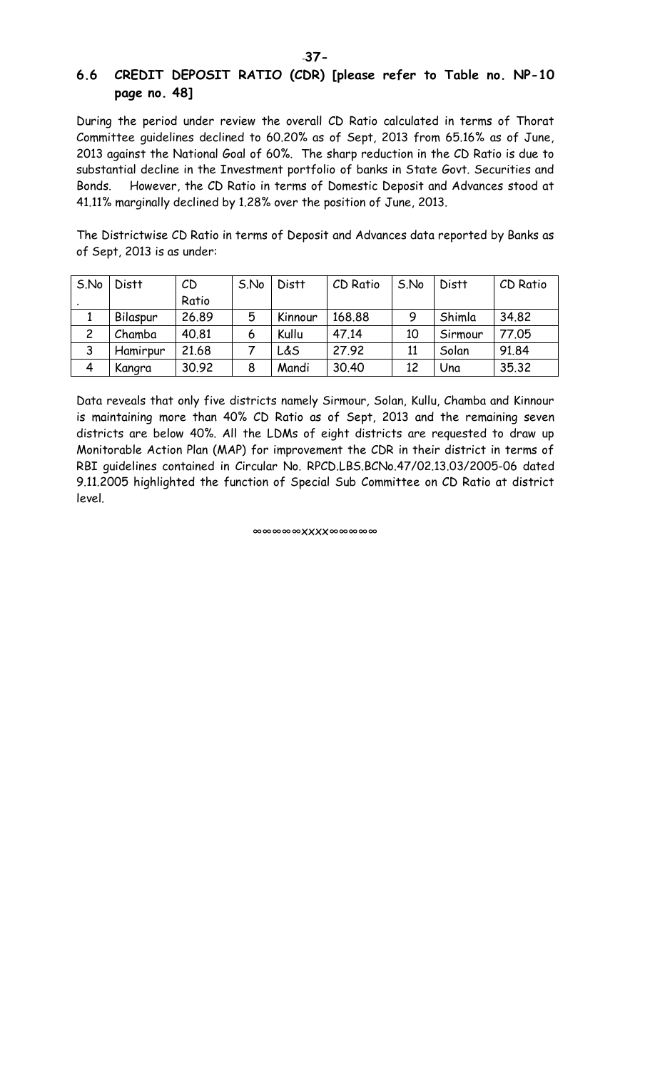## 6.6 CREDIT DEPOSIT RATIO (CDR) [please refer to Table no. NP-10 page no. 48]

During the period under review the overall CD Ratio calculated in terms of Thorat Committee guidelines declined to 60.20% as of Sept, 2013 from 65.16% as of June, 2013 against the National Goal of 60%. The sharp reduction in the CD Ratio is due to substantial decline in the Investment portfolio of banks in State Govt. Securities and Bonds. However, the CD Ratio in terms of Domestic Deposit and Advances stood at 41.11% marginally declined by 1.28% over the position of June, 2013.

The Districtwise CD Ratio in terms of Deposit and Advances data reported by Banks as of Sept, 2013 is as under:

| S.No. | Distt | CD Ratio | S.No | Distt | CD Ratio | S.No | Distt | CD Ratio |
|---|---|---|---|---|---|---|---|---|
| 1 | Bilaspur | 26.89 | 5 | Kinnour | 168.88 | 9 | Shimla | 34.82 |
| 2 | Chamba | 40.81 | 6 | Kullu | 47.14 | 10 | Sirmour | 77.05 |
| 3 | Hamirpur | 21.68 | 7 | L&S | 27.92 | 11 | Solan | 91.84 |
| 4 | Kangra | 30.92 | 8 | Mandi | 30.40 | 12 | Una | 35.32 |

Data reveals that only five districts namely Sirmour, Solan, Kullu, Chamba and Kinnour is maintaining more than 40% CD Ratio as of Sept, 2013 and the remaining seven districts are below 40%. All the LDMs of eight districts are requested to draw up Monitorable Action Plan (MAP) for improvement the CDR in their district in terms of RBI guidelines contained in Circular No. RPCD.LBS.BCNo.47/02.13.03/2005-06 dated 9.11.2005 highlighted the function of Special Sub Committee on CD Ratio at district level.

∞∞∞∞∞XXXX∞∞∞∞∞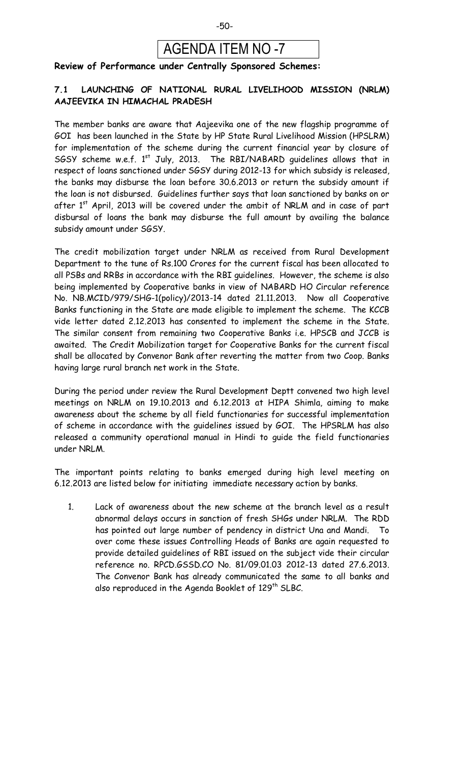# AGENDA ITEM NO -7

**Review of Performance under Centrally Sponsored Schemes:**

### 7.1 LAUNCHING OF NATIONAL RURAL LIVELIHOOD MISSION (NRLM) AAJEEVIKA IN HIMACHAL PRADESH

The member banks are aware that Aajeevika one of the new flagship programme of GOI has been launched in the State by HP State Rural Livelihood Mission (HPSLRM) for implementation of the scheme during the current financial year by closure of SGSY scheme w.e.f. 1st July, 2013. The RBI/NABARD guidelines allows that in respect of loans sanctioned under SGSY during 2012-13 for which subsidy is released, the banks may disburse the loan before 30.6.2013 or return the subsidy amount if the loan is not disbursed. Guidelines further says that loan sanctioned by banks on or after 1st April, 2013 will be covered under the ambit of NRLM and in case of part disbursal of loans the bank may disburse the full amount by availing the balance subsidy amount under SGSY.

The credit mobilization target under NRLM as received from Rural Development Department to the tune of Rs.100 Crores for the current fiscal has been allocated to all PSBs and RRBs in accordance with the RBI guidelines. However, the scheme is also being implemented by Cooperative banks in view of NABARD HO Circular reference No. NB.MCID/979/SHG-1(policy)/2013-14 dated 21.11.2013. Now all Cooperative Banks functioning in the State are made eligible to implement the scheme. The KCCB vide letter dated 2.12.2013 has consented to implement the scheme in the State. The similar consent from remaining two Cooperative Banks i.e. HPSCB and JCCB is awaited. The Credit Mobilization target for Cooperative Banks for the current fiscal shall be allocated by Convenor Bank after reverting the matter from two Coop. Banks having large rural branch net work in the State.

During the period under review the Rural Development Deptt convened two high level meetings on NRLM on 19.10.2013 and 6.12.2013 at HIPA Shimla, aiming to make awareness about the scheme by all field functionaries for successful implementation of scheme in accordance with the guidelines issued by GOI. The HPSRLM has also released a community operational manual in Hindi to guide the field functionaries under NRLM.

The important points relating to banks emerged during high level meeting on 6.12.2013 are listed below for initiating immediate necessary action by banks.

1. Lack of awareness about the new scheme at the branch level as a result abnormal delays occurs in sanction of fresh SHGs under NRLM. The RDD has pointed out large number of pendency in district Una and Mandi. To over come these issues Controlling Heads of Banks are again requested to provide detailed guidelines of RBI issued on the subject vide their circular reference no. RPCD.GSSD.CO No. 81/09.01.03 2012-13 dated 27.6.2013. The Convenor Bank has already communicated the same to all banks and also reproduced in the Agenda Booklet of 129th SLBC.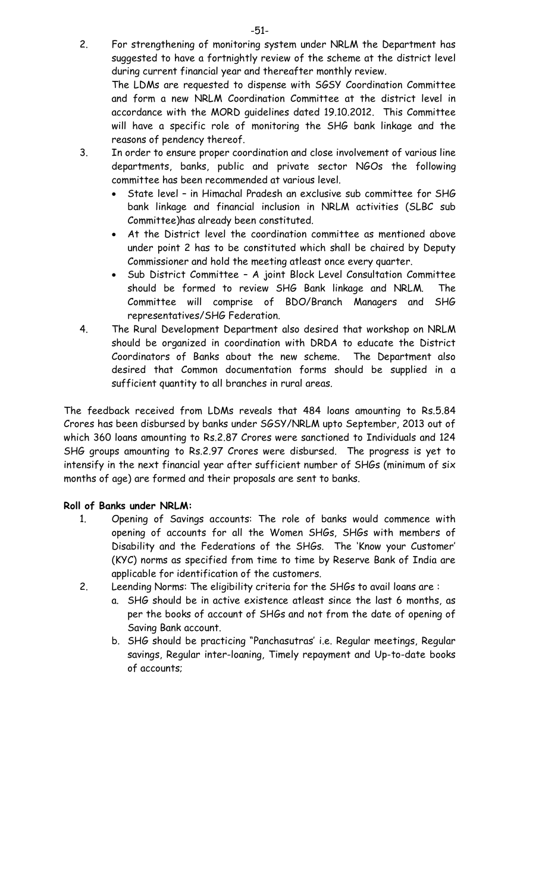2. For strengthening of monitoring system under NRLM the Department has suggested to have a fortnightly review of the scheme at the district level during current financial year and thereafter monthly review.

   The LDMs are requested to dispense with SGSY Coordination Committee and form a new NRLM Coordination Committee at the district level in accordance with the MORD guidelines dated 19.10.2012. This Committee will have a specific role of monitoring the SHG bank linkage and the reasons of pendency thereof.

3. In order to ensure proper coordination and close involvement of various line departments, banks, public and private sector NGOs the following committee has been recommended at various level.
   - State level – in Himachal Pradesh an exclusive sub committee for SHG bank linkage and financial inclusion in NRLM activities (SLBC sub Committee)has already been constituted.
   - At the District level the coordination committee as mentioned above under point 2 has to be constituted which shall be chaired by Deputy Commissioner and hold the meeting atleast once every quarter.
   - Sub District Committee – A joint Block Level Consultation Committee should be formed to review SHG Bank linkage and NRLM. The Committee will comprise of BDO/Branch Managers and SHG representatives/SHG Federation.

4. The Rural Development Department also desired that workshop on NRLM should be organized in coordination with DRDA to educate the District Coordinators of Banks about the new scheme. The Department also desired that Common documentation forms should be supplied in a sufficient quantity to all branches in rural areas.

The feedback received from LDMs reveals that 484 loans amounting to Rs.5.84 Crores has been disbursed by banks under SGSY/NRLM upto September, 2013 out of which 360 loans amounting to Rs.2.87 Crores were sanctioned to Individuals and 124 SHG groups amounting to Rs.2.97 Crores were disbursed. The progress is yet to intensify in the next financial year after sufficient number of SHGs (minimum of six months of age) are formed and their proposals are sent to banks.

**Roll of Banks under NRLM:**

1. Opening of Savings accounts: The role of banks would commence with opening of accounts for all the Women SHGs, SHGs with members of Disability and the Federations of the SHGs. The 'Know your Customer' (KYC) norms as specified from time to time by Reserve Bank of India are applicable for identification of the customers.
2. Leending Norms: The eligibility criteria for the SHGs to avail loans are :
   a. SHG should be in active existence atleast since the last 6 months, as per the books of account of SHGs and not from the date of opening of Saving Bank account.
   b. SHG should be practicing "Panchasutras' i.e. Regular meetings, Regular savings, Regular inter-loaning, Timely repayment and Up-to-date books of accounts;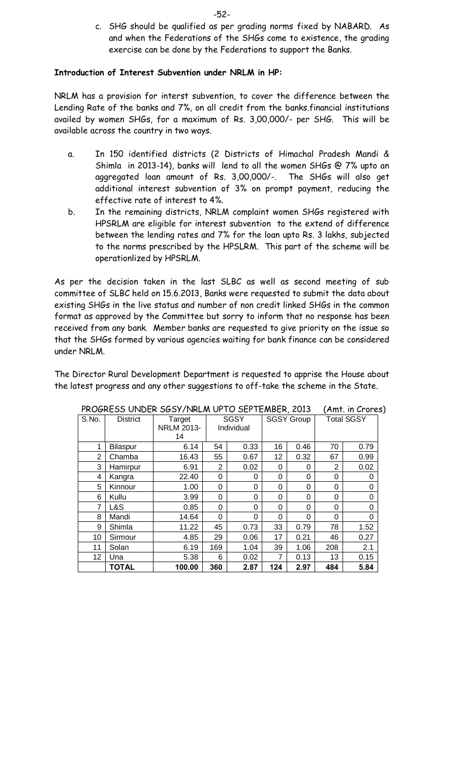c. SHG should be qualified as per grading norms fixed by NABARD. As and when the Federations of the SHGs come to existence, the grading exercise can be done by the Federations to support the Banks.

**Introduction of Interest Subvention under NRLM in HP:**

NRLM has a provision for interst subvention, to cover the difference between the Lending Rate of the banks and 7%, on all credit from the banks.financial institutions availed by women SHGs, for a maximum of Rs. 3,00,000/- per SHG. This will be available across the country in two ways.

a. In 150 identified districts (2 Districts of Himachal Pradesh Mandi & Shimla in 2013-14), banks will lend to all the women SHGs @ 7% upto an aggregated loan amount of Rs. 3,00,000/-. The SHGs will also get additional interest subvention of 3% on prompt payment, reducing the effective rate of interest to 4%.

b. In the remaining districts, NRLM complaint women SHGs registered with HPSRLM are eligible for interest subvention to the extend of difference between the lending rates and 7% for the loan upto Rs. 3 lakhs, subjected to the norms prescribed by the HPSLRM. This part of the scheme will be operationlized by HPSRLM.

As per the decision taken in the last SLBC as well as second meeting of sub committee of SLBC held on 15.6.2013, Banks were requested to submit the data about existing SHGs in the live status and number of non credit linked SHGs in the common format as approved by the Committee but sorry to inform that no response has been received from any bank. Member banks are requested to give priority on the issue so that the SHGs formed by various agencies waiting for bank finance can be considered under NRLM.

The Director Rural Development Department is requested to apprise the House about the latest progress and any other suggestions to off-take the scheme in the State.

PROGRESS UNDER SGSY/NRLM UPTO SEPTEMBER, 2013 (Amt. in Crores)

| S.No. | District | Target NRLM 2013-14 | SGSY Individual | | SGSY Group | | Total SGSY | |
|---|---|---|---|---|---|---|---|---|
| 1 | Bilaspur | 6.14 | 54 | 0.33 | 16 | 0.46 | 70 | 0.79 |
| 2 | Chamba | 16.43 | 55 | 0.67 | 12 | 0.32 | 67 | 0.99 |
| 3 | Hamirpur | 6.91 | 2 | 0.02 | 0 | 0 | 2 | 0.02 |
| 4 | Kangra | 22.40 | 0 | 0 | 0 | 0 | 0 | 0 |
| 5 | Kinnour | 1.00 | 0 | 0 | 0 | 0 | 0 | 0 |
| 6 | Kullu | 3.99 | 0 | 0 | 0 | 0 | 0 | 0 |
| 7 | L&S | 0.85 | 0 | 0 | 0 | 0 | 0 | 0 |
| 8 | Mandi | 14.64 | 0 | 0 | 0 | 0 | 0 | 0 |
| 9 | Shimla | 11.22 | 45 | 0.73 | 33 | 0.79 | 78 | 1.52 |
| 10 | Sirmour | 4.85 | 29 | 0.06 | 17 | 0.21 | 46 | 0.27 |
| 11 | Solan | 6.19 | 169 | 1.04 | 39 | 1.06 | 208 | 2.1 |
| 12 | Una | 5.38 | 6 | 0.02 | 7 | 0.13 | 13 | 0.15 |
| | **TOTAL** | **100.00** | **360** | **2.87** | **124** | **2.97** | **484** | **5.84** |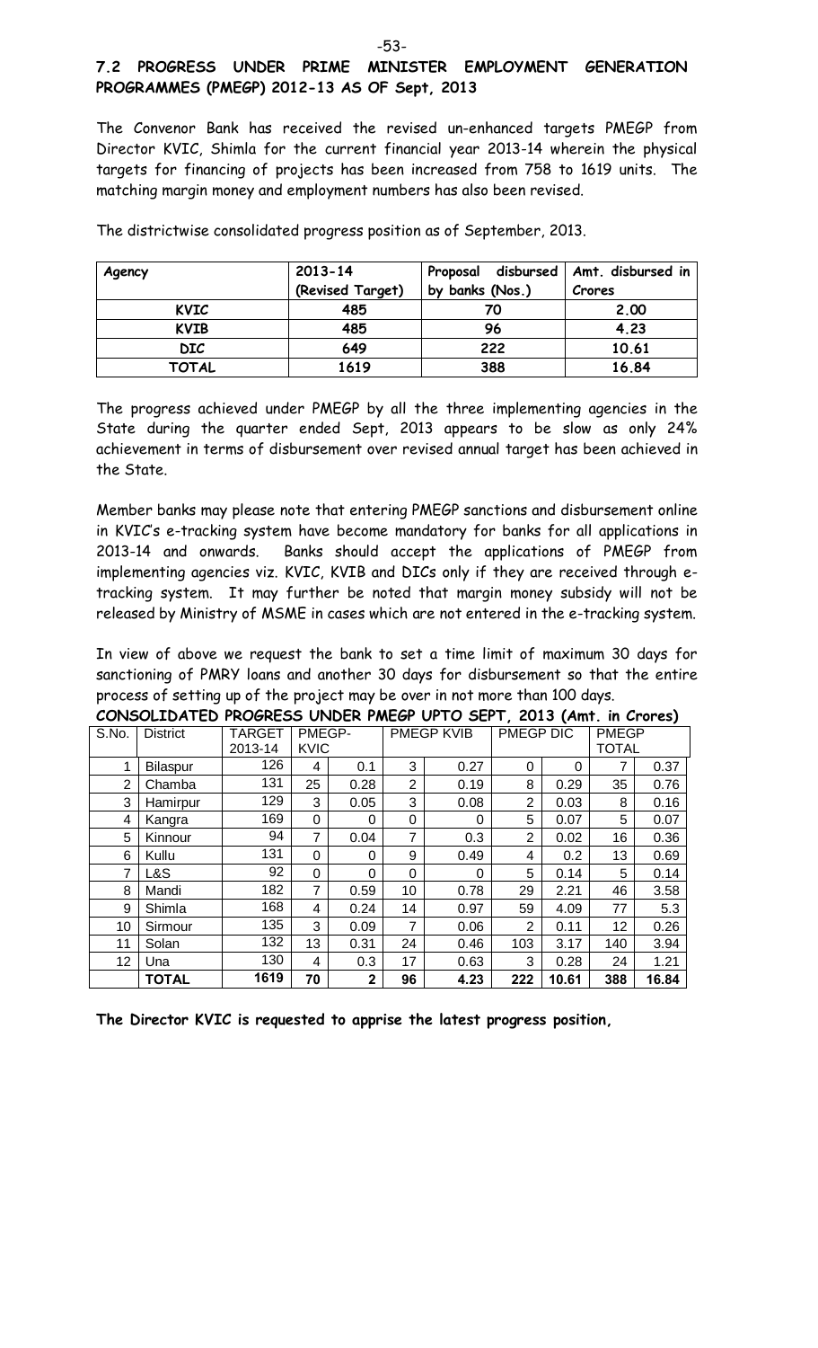## 7.2 PROGRESS UNDER PRIME MINISTER EMPLOYMENT GENERATION PROGRAMMES (PMEGP) 2012-13 AS OF Sept, 2013

The Convenor Bank has received the revised un-enhanced targets PMEGP from Director KVIC, Shimla for the current financial year 2013-14 wherein the physical targets for financing of projects has been increased from 758 to 1619 units. The matching margin money and employment numbers has also been revised.

The districtwise consolidated progress position as of September, 2013.

| Agency | 2013-14 (Revised Target) | Proposal disbursed by banks (Nos.) | Amt. disbursed in Crores |
|---|---|---|---|
| KVIC | 485 | 70 | 2.00 |
| KVIB | 485 | 96 | 4.23 |
| DIC | 649 | 222 | 10.61 |
| TOTAL | 1619 | 388 | 16.84 |

The progress achieved under PMEGP by all the three implementing agencies in the State during the quarter ended Sept, 2013 appears to be slow as only 24% achievement in terms of disbursement over revised annual target has been achieved in the State.

Member banks may please note that entering PMEGP sanctions and disbursement online in KVIC's e-tracking system have become mandatory for banks for all applications in 2013-14 and onwards. Banks should accept the applications of PMEGP from implementing agencies viz. KVIC, KVIB and DICs only if they are received through e-tracking system. It may further be noted that margin money subsidy will not be released by Ministry of MSME in cases which are not entered in the e-tracking system.

In view of above we request the bank to set a time limit of maximum 30 days for sanctioning of PMRY loans and another 30 days for disbursement so that the entire process of setting up of the project may be over in not more than 100 days.

**CONSOLIDATED PROGRESS UNDER PMEGP UPTO SEPT, 2013 (Amt. in Crores)**

| S.No. | District | TARGET 2013-14 | PMEGP-KVIC | | PMEGP KVIB | | PMEGP DIC | | PMEGP TOTAL | |
|---|---|---|---|---|---|---|---|---|---|---|
| 1 | Bilaspur | 126 | 4 | 0.1 | 3 | 0.27 | 0 | 0 | 7 | 0.37 |
| 2 | Chamba | 131 | 25 | 0.28 | 2 | 0.19 | 8 | 0.29 | 35 | 0.76 |
| 3 | Hamirpur | 129 | 3 | 0.05 | 3 | 0.08 | 2 | 0.03 | 8 | 0.16 |
| 4 | Kangra | 169 | 0 | 0 | 0 | 0 | 5 | 0.07 | 5 | 0.07 |
| 5 | Kinnour | 94 | 7 | 0.04 | 7 | 0.3 | 2 | 0.02 | 16 | 0.36 |
| 6 | Kullu | 131 | 0 | 0 | 9 | 0.49 | 4 | 0.2 | 13 | 0.69 |
| 7 | L&S | 92 | 0 | 0 | 0 | 0 | 5 | 0.14 | 5 | 0.14 |
| 8 | Mandi | 182 | 7 | 0.59 | 10 | 0.78 | 29 | 2.21 | 46 | 3.58 |
| 9 | Shimla | 168 | 4 | 0.24 | 14 | 0.97 | 59 | 4.09 | 77 | 5.3 |
| 10 | Sirmour | 135 | 3 | 0.09 | 7 | 0.06 | 2 | 0.11 | 12 | 0.26 |
| 11 | Solan | 132 | 13 | 0.31 | 24 | 0.46 | 103 | 3.17 | 140 | 3.94 |
| 12 | Una | 130 | 4 | 0.3 | 17 | 0.63 | 3 | 0.28 | 24 | 1.21 |
| | **TOTAL** | **1619** | **70** | **2** | **96** | **4.23** | **222** | **10.61** | **388** | **16.84** |

**The Director KVIC is requested to apprise the latest progress position,**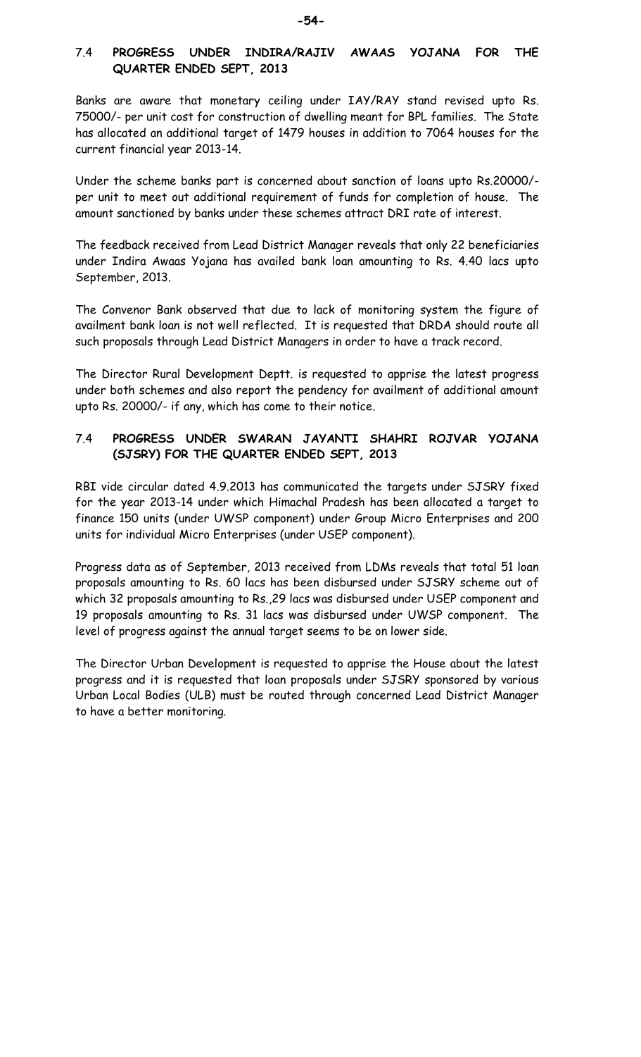## 7.4 PROGRESS UNDER INDIRA/RAJIV AWAAS YOJANA FOR THE QUARTER ENDED SEPT, 2013

Banks are aware that monetary ceiling under IAY/RAY stand revised upto Rs. 75000/- per unit cost for construction of dwelling meant for BPL families. The State has allocated an additional target of 1479 houses in addition to 7064 houses for the current financial year 2013-14.

Under the scheme banks part is concerned about sanction of loans upto Rs.20000/- per unit to meet out additional requirement of funds for completion of house. The amount sanctioned by banks under these schemes attract DRI rate of interest.

The feedback received from Lead District Manager reveals that only 22 beneficiaries under Indira Awaas Yojana has availed bank loan amounting to Rs. 4.40 lacs upto September, 2013.

The Convenor Bank observed that due to lack of monitoring system the figure of availment bank loan is not well reflected. It is requested that DRDA should route all such proposals through Lead District Managers in order to have a track record.

The Director Rural Development Deptt. is requested to apprise the latest progress under both schemes and also report the pendency for availment of additional amount upto Rs. 20000/- if any, which has come to their notice.

## 7.4 PROGRESS UNDER SWARAN JAYANTI SHAHRI ROJVAR YOJANA (SJSRY) FOR THE QUARTER ENDED SEPT, 2013

RBI vide circular dated 4.9.2013 has communicated the targets under SJSRY fixed for the year 2013-14 under which Himachal Pradesh has been allocated a target to finance 150 units (under UWSP component) under Group Micro Enterprises and 200 units for individual Micro Enterprises (under USEP component).

Progress data as of September, 2013 received from LDMs reveals that total 51 loan proposals amounting to Rs. 60 lacs has been disbursed under SJSRY scheme out of which 32 proposals amounting to Rs.,29 lacs was disbursed under USEP component and 19 proposals amounting to Rs. 31 lacs was disbursed under UWSP component. The level of progress against the annual target seems to be on lower side.

The Director Urban Development is requested to apprise the House about the latest progress and it is requested that loan proposals under SJSRY sponsored by various Urban Local Bodies (ULB) must be routed through concerned Lead District Manager to have a better monitoring.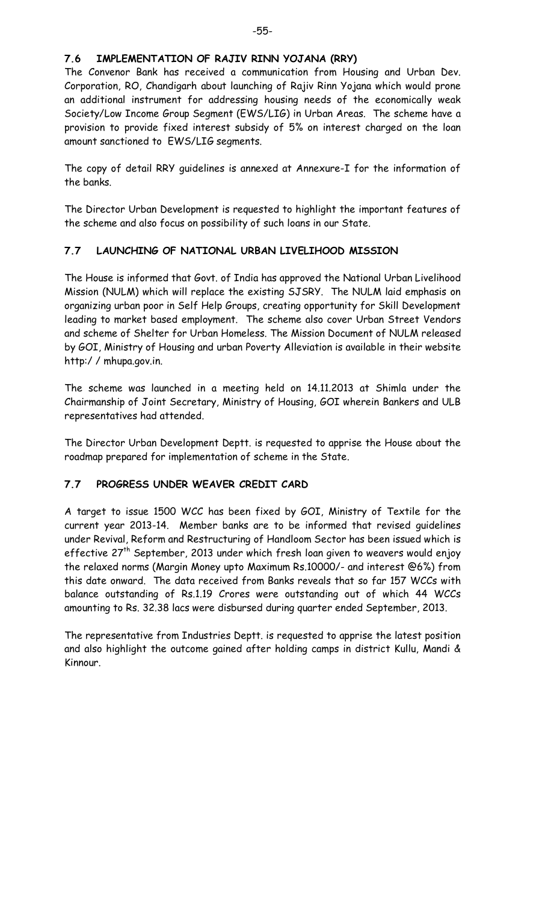### 7.6 IMPLEMENTATION OF RAJIV RINN YOJANA (RRY)

The Convenor Bank has received a communication from Housing and Urban Dev. Corporation, RO, Chandigarh about launching of Rajiv Rinn Yojana which would prone an additional instrument for addressing housing needs of the economically weak Society/Low Income Group Segment (EWS/LIG) in Urban Areas. The scheme have a provision to provide fixed interest subsidy of 5% on interest charged on the loan amount sanctioned to EWS/LIG segments.

The copy of detail RRY guidelines is annexed at Annexure-I for the information of the banks.

The Director Urban Development is requested to highlight the important features of the scheme and also focus on possibility of such loans in our State.

### 7.7 LAUNCHING OF NATIONAL URBAN LIVELIHOOD MISSION

The House is informed that Govt. of India has approved the National Urban Livelihood Mission (NULM) which will replace the existing SJSRY. The NULM laid emphasis on organizing urban poor in Self Help Groups, creating opportunity for Skill Development leading to market based employment. The scheme also cover Urban Street Vendors and scheme of Shelter for Urban Homeless. The Mission Document of NULM released by GOI, Ministry of Housing and urban Poverty Alleviation is available in their website http:/ / mhupa.gov.in.

The scheme was launched in a meeting held on 14.11.2013 at Shimla under the Chairmanship of Joint Secretary, Ministry of Housing, GOI wherein Bankers and ULB representatives had attended.

The Director Urban Development Deptt. is requested to apprise the House about the roadmap prepared for implementation of scheme in the State.

### 7.7 PROGRESS UNDER WEAVER CREDIT CARD

A target to issue 1500 WCC has been fixed by GOI, Ministry of Textile for the current year 2013-14. Member banks are to be informed that revised guidelines under Revival, Reform and Restructuring of Handloom Sector has been issued which is effective 27th September, 2013 under which fresh loan given to weavers would enjoy the relaxed norms (Margin Money upto Maximum Rs.10000/- and interest @6%) from this date onward. The data received from Banks reveals that so far 157 WCCs with balance outstanding of Rs.1.19 Crores were outstanding out of which 44 WCCs amounting to Rs. 32.38 lacs were disbursed during quarter ended September, 2013.

The representative from Industries Deptt. is requested to apprise the latest position and also highlight the outcome gained after holding camps in district Kullu, Mandi & Kinnour.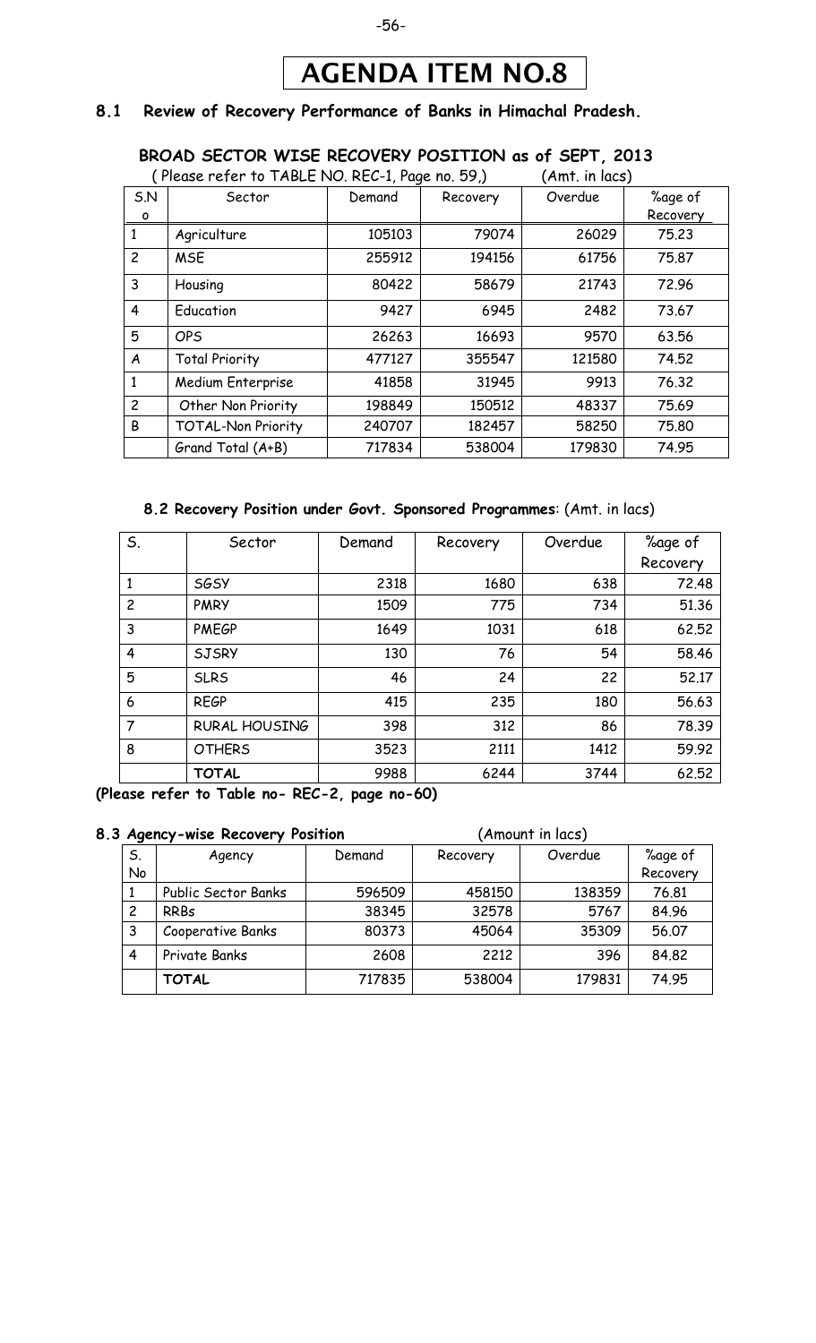# AGENDA ITEM NO.8

## 8.1 Review of Recovery Performance of Banks in Himachal Pradesh.

### BROAD SECTOR WISE RECOVERY POSITION as of SEPT, 2013

( Please refer to TABLE NO. REC-1, Page no. 59,) (Amt. in lacs)

| S.No | Sector | Demand | Recovery | Overdue | %age of Recovery |
|---|---|---|---|---|---|
| 1 | Agriculture | 105103 | 79074 | 26029 | 75.23 |
| 2 | MSE | 255912 | 194156 | 61756 | 75.87 |
| 3 | Housing | 80422 | 58679 | 21743 | 72.96 |
| 4 | Education | 9427 | 6945 | 2482 | 73.67 |
| 5 | OPS | 26263 | 16693 | 9570 | 63.56 |
| A | Total Priority | 477127 | 355547 | 121580 | 74.52 |
| 1 | Medium Enterprise | 41858 | 31945 | 9913 | 76.32 |
| 2 | Other Non Priority | 198849 | 150512 | 48337 | 75.69 |
| B | TOTAL-Non Priority | 240707 | 182457 | 58250 | 75.80 |
| | Grand Total (A+B) | 717834 | 538004 | 179830 | 74.95 |

**8.2 Recovery Position under Govt. Sponsored Programmes**: (Amt. in lacs)

| S. | Sector | Demand | Recovery | Overdue | %age of Recovery |
|---|---|---|---|---|---|
| 1 | SGSY | 2318 | 1680 | 638 | 72.48 |
| 2 | PMRY | 1509 | 775 | 734 | 51.36 |
| 3 | PMEGP | 1649 | 1031 | 618 | 62.52 |
| 4 | SJSRY | 130 | 76 | 54 | 58.46 |
| 5 | SLRS | 46 | 24 | 22 | 52.17 |
| 6 | REGP | 415 | 235 | 180 | 56.63 |
| 7 | RURAL HOUSING | 398 | 312 | 86 | 78.39 |
| 8 | OTHERS | 3523 | 2111 | 1412 | 59.92 |
| | **TOTAL** | 9988 | 6244 | 3744 | 62.52 |

**(Please refer to Table no- REC-2, page no-60)**

**8.3 Agency-wise Recovery Position** (Amount in lacs)

| S. No | Agency | Demand | Recovery | Overdue | %age of Recovery |
|---|---|---|---|---|---|
| 1 | Public Sector Banks | 596509 | 458150 | 138359 | 76.81 |
| 2 | RRBs | 38345 | 32578 | 5767 | 84.96 |
| 3 | Cooperative Banks | 80373 | 45064 | 35309 | 56.07 |
| 4 | Private Banks | 2608 | 2212 | 396 | 84.82 |
| | **TOTAL** | 717835 | 538004 | 179831 | 74.95 |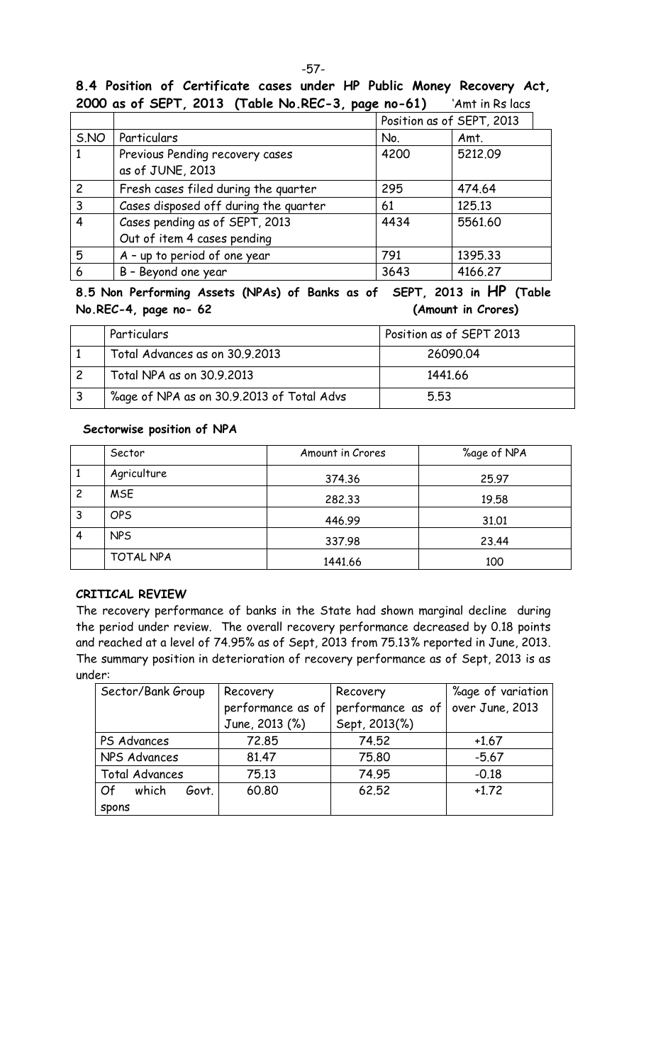**8.4 Position of Certificate cases under HP Public Money Recovery Act, 2000 as of SEPT, 2013 (Table No.REC-3, page no-61)** 'Amt in Rs lacs

| | | Position as of SEPT, 2013 | |
|---|---|---|---|
| S.NO | Particulars | No. | Amt. |
| 1 | Previous Pending recovery cases as of JUNE, 2013 | 4200 | 5212.09 |
| 2 | Fresh cases filed during the quarter | 295 | 474.64 |
| 3 | Cases disposed off during the quarter | 61 | 125.13 |
| 4 | Cases pending as of SEPT, 2013<br>Out of item 4 cases pending | 4434 | 5561.60 |
| 5 | A – up to period of one year | 791 | 1395.33 |
| 6 | B – Beyond one year | 3643 | 4166.27 |

**8.5 Non Performing Assets (NPAs) of Banks as of SEPT, 2013 in HP (Table No.REC-4, page no- 62** **(Amount in Crores)**

| | Particulars | Position as of SEPT 2013 |
|---|---|---|
| 1 | Total Advances as on 30.9.2013 | 26090.04 |
| 2 | Total NPA as on 30.9.2013 | 1441.66 |
| 3 | %age of NPA as on 30.9.2013 of Total Advs | 5.53 |

**Sectorwise position of NPA**

| | Sector | Amount in Crores | %age of NPA |
|---|---|---|---|
| 1 | Agriculture | 374.36 | 25.97 |
| 2 | MSE | 282.33 | 19.58 |
| 3 | OPS | 446.99 | 31.01 |
| 4 | NPS | 337.98 | 23.44 |
| | TOTAL NPA | 1441.66 | 100 |

**CRITICAL REVIEW**

The recovery performance of banks in the State had shown marginal decline during the period under review. The overall recovery performance decreased by 0.18 points and reached at a level of 74.95% as of Sept, 2013 from 75.13% reported in June, 2013. The summary position in deterioration of recovery performance as of Sept, 2013 is as under:

| Sector/Bank Group | Recovery performance as of June, 2013 (%) | Recovery performance as of Sept, 2013(%) | %age of variation over June, 2013 |
|---|---|---|---|
| PS Advances | 72.85 | 74.52 | +1.67 |
| NPS Advances | 81.47 | 75.80 | -5.67 |
| Total Advances | 75.13 | 74.95 | -0.18 |
| Of which Govt. spons | 60.80 | 62.52 | +1.72 |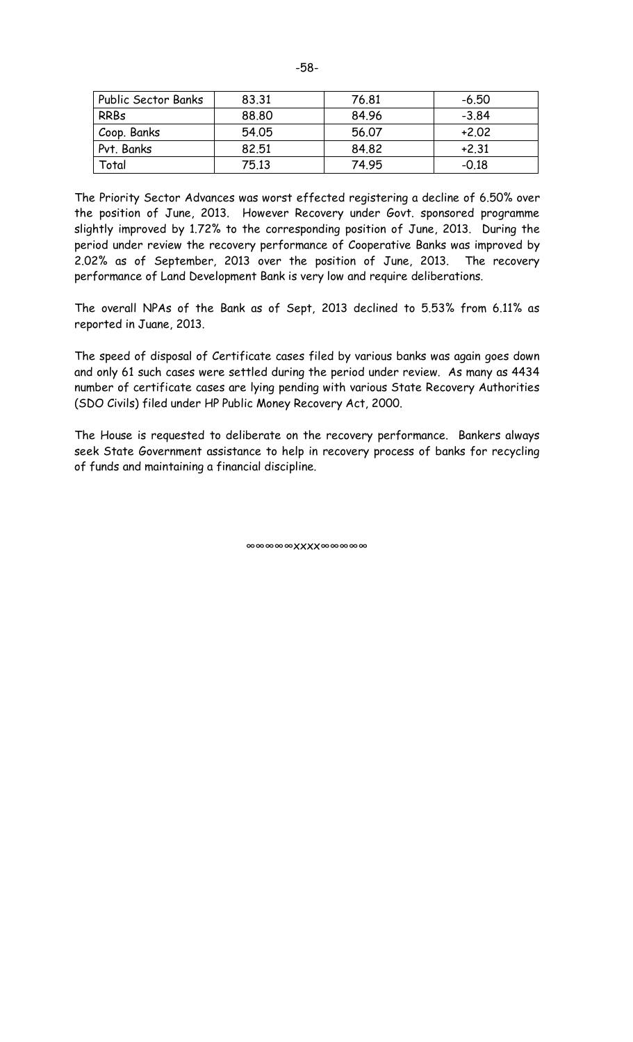| Public Sector Banks | 83.31 | 76.81 | -6.50 |
|---|---|---|---|
| RRBs | 88.80 | 84.96 | -3.84 |
| Coop. Banks | 54.05 | 56.07 | +2.02 |
| Pvt. Banks | 82.51 | 84.82 | +2.31 |
| Total | 75.13 | 74.95 | -0.18 |

The Priority Sector Advances was worst effected registering a decline of 6.50% over the position of June, 2013. However Recovery under Govt. sponsored programme slightly improved by 1.72% to the corresponding position of June, 2013. During the period under review the recovery performance of Cooperative Banks was improved by 2.02% as of September, 2013 over the position of June, 2013. The recovery performance of Land Development Bank is very low and require deliberations.

The overall NPAs of the Bank as of Sept, 2013 declined to 5.53% from 6.11% as reported in Juane, 2013.

The speed of disposal of Certificate cases filed by various banks was again goes down and only 61 such cases were settled during the period under review. As many as 4434 number of certificate cases are lying pending with various State Recovery Authorities (SDO Civils) filed under HP Public Money Recovery Act, 2000.

The House is requested to deliberate on the recovery performance. Bankers always seek State Government assistance to help in recovery process of banks for recycling of funds and maintaining a financial discipline.

∞∞∞∞∞xxxx∞∞∞∞∞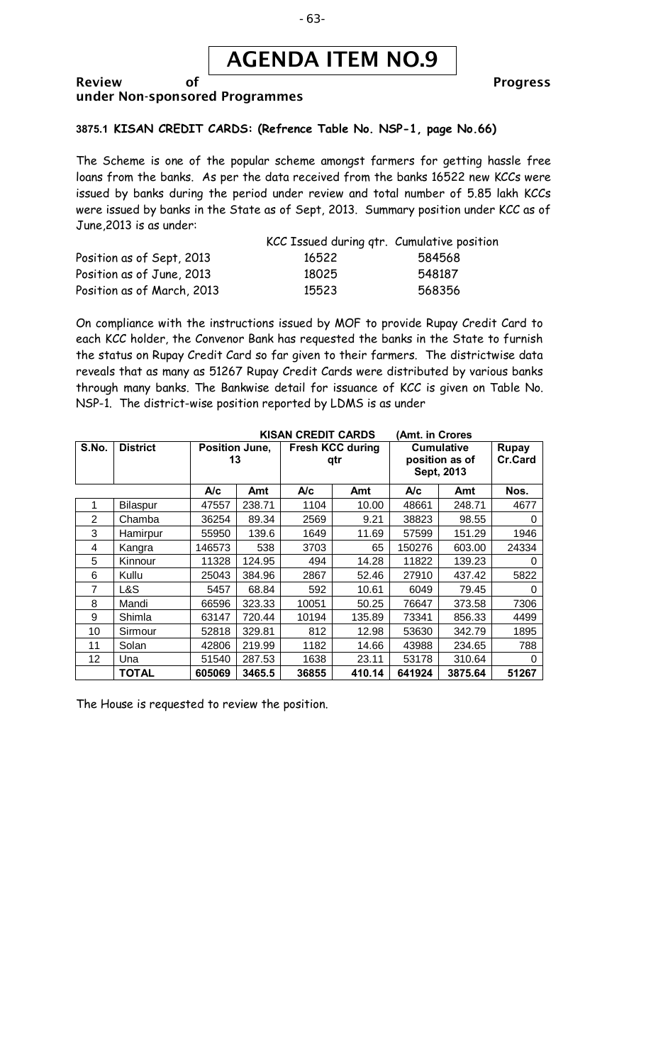# AGENDA ITEM NO.9

## Review of Progress under Non-sponsored Programmes

### 3875.1 KISAN CREDIT CARDS: (Refrence Table No. NSP-1, page No.66)

The Scheme is one of the popular scheme amongst farmers for getting hassle free loans from the banks. As per the data received from the banks 16522 new KCCs were issued by banks during the period under review and total number of 5.85 lakh KCCs were issued by banks in the State as of Sept, 2013. Summary position under KCC as of June,2013 is as under:

| | KCC Issued during qtr. | Cumulative position |
|---|---|---|
| Position as of Sept, 2013 | 16522 | 584568 |
| Position as of June, 2013 | 18025 | 548187 |
| Position as of March, 2013 | 15523 | 568356 |

On compliance with the instructions issued by MOF to provide Rupay Credit Card to each KCC holder, the Convenor Bank has requested the banks in the State to furnish the status on Rupay Credit Card so far given to their farmers. The districtwise data reveals that as many as 51267 Rupay Credit Cards were distributed by various banks through many banks. The Bankwise detail for issuance of KCC is given on Table No. NSP-1. The district-wise position reported by LDMS is as under

**KISAN CREDIT CARDS (Amt. in Crores**

| S.No. | District | Position June, 13 | | Fresh KCC during qtr | | Cumulative position as of Sept, 2013 | | Rupay Cr.Card |
|---|---|---|---|---|---|---|---|---|
| | | A/c | Amt | A/c | Amt | A/c | Amt | Nos. |
| 1 | Bilaspur | 47557 | 238.71 | 1104 | 10.00 | 48661 | 248.71 | 4677 |
| 2 | Chamba | 36254 | 89.34 | 2569 | 9.21 | 38823 | 98.55 | 0 |
| 3 | Hamirpur | 55950 | 139.6 | 1649 | 11.69 | 57599 | 151.29 | 1946 |
| 4 | Kangra | 146573 | 538 | 3703 | 65 | 150276 | 603.00 | 24334 |
| 5 | Kinnour | 11328 | 124.95 | 494 | 14.28 | 11822 | 139.23 | 0 |
| 6 | Kullu | 25043 | 384.96 | 2867 | 52.46 | 27910 | 437.42 | 5822 |
| 7 | L&S | 5457 | 68.84 | 592 | 10.61 | 6049 | 79.45 | 0 |
| 8 | Mandi | 66596 | 323.33 | 10051 | 50.25 | 76647 | 373.58 | 7306 |
| 9 | Shimla | 63147 | 720.44 | 10194 | 135.89 | 73341 | 856.33 | 4499 |
| 10 | Sirmour | 52818 | 329.81 | 812 | 12.98 | 53630 | 342.79 | 1895 |
| 11 | Solan | 42806 | 219.99 | 1182 | 14.66 | 43988 | 234.65 | 788 |
| 12 | Una | 51540 | 287.53 | 1638 | 23.11 | 53178 | 310.64 | 0 |
| | **TOTAL** | **605069** | **3465.5** | **36855** | **410.14** | **641924** | **3875.64** | **51267** |

The House is requested to review the position.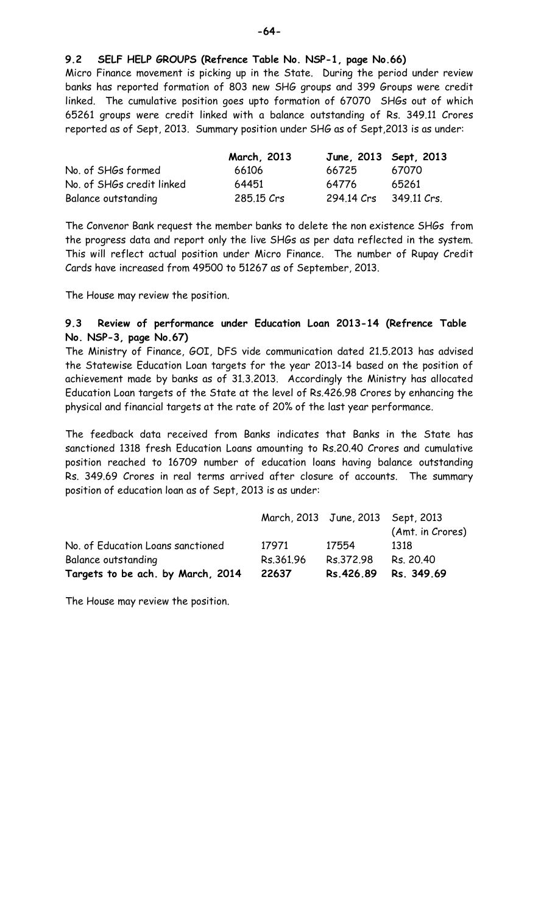## 9.2 SELF HELP GROUPS (Refrence Table No. NSP-1, page No.66)

Micro Finance movement is picking up in the State. During the period under review banks has reported formation of 803 new SHG groups and 399 Groups were credit linked. The cumulative position goes upto formation of 67070 SHGs out of which 65261 groups were credit linked with a balance outstanding of Rs. 349.11 Crores reported as of Sept, 2013. Summary position under SHG as of Sept,2013 is as under:

| | **March, 2013** | **June, 2013** | **Sept, 2013** |
|---|---|---|---|
| No. of SHGs formed | 66106 | 66725 | 67070 |
| No. of SHGs credit linked | 64451 | 64776 | 65261 |
| Balance outstanding | 285.15 Crs | 294.14 Crs | 349.11 Crs. |

The Convenor Bank request the member banks to delete the non existence SHGs from the progress data and report only the live SHGs as per data reflected in the system. This will reflect actual position under Micro Finance. The number of Rupay Credit Cards have increased from 49500 to 51267 as of September, 2013.

The House may review the position.

## 9.3 Review of performance under Education Loan 2013-14 (Refrence Table No. NSP-3, page No.67)

The Ministry of Finance, GOI, DFS vide communication dated 21.5.2013 has advised the Statewise Education Loan targets for the year 2013-14 based on the position of achievement made by banks as of 31.3.2013. Accordingly the Ministry has allocated Education Loan targets of the State at the level of Rs.426.98 Crores by enhancing the physical and financial targets at the rate of 20% of the last year performance.

The feedback data received from Banks indicates that Banks in the State has sanctioned 1318 fresh Education Loans amounting to Rs.20.40 Crores and cumulative position reached to 16709 number of education loans having balance outstanding Rs. 349.69 Crores in real terms arrived after closure of accounts. The summary position of education loan as of Sept, 2013 is as under:

| | March, 2013 | June, 2013 | Sept, 2013 (Amt. in Crores) |
|---|---|---|---|
| No. of Education Loans sanctioned | 17971 | 17554 | 1318 |
| Balance outstanding | Rs.361.96 | Rs.372.98 | Rs. 20.40 |
| **Targets to be ach. by March, 2014** | **22637** | **Rs.426.89** | **Rs. 349.69** |

The House may review the position.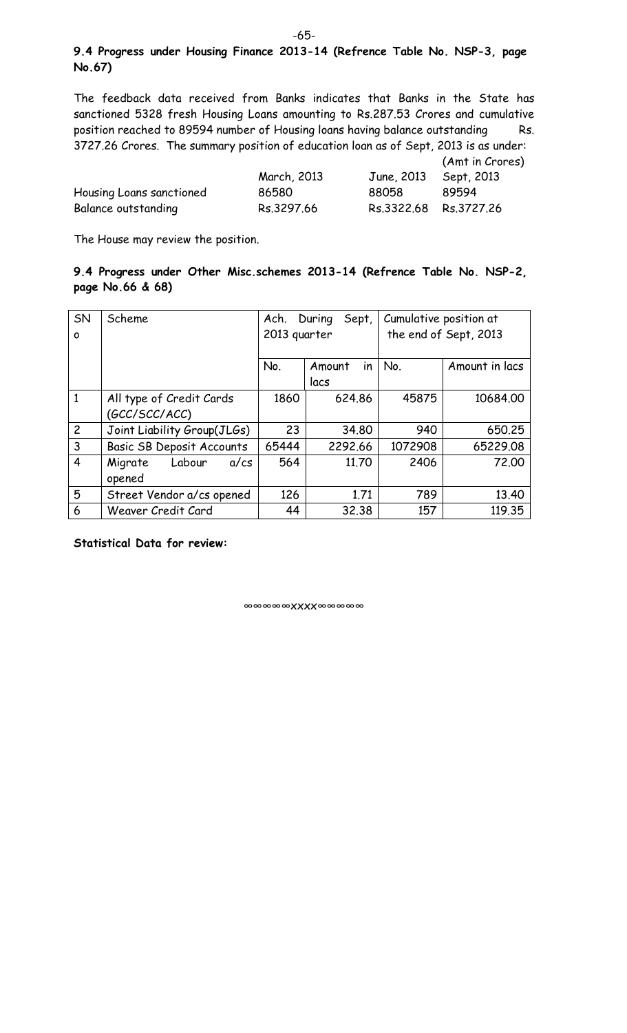**9.4 Progress under Housing Finance 2013-14 (Refrence Table No. NSP-3, page No.67)**

The feedback data received from Banks indicates that Banks in the State has sanctioned 5328 fresh Housing Loans amounting to Rs.287.53 Crores and cumulative position reached to 89594 number of Housing loans having balance outstanding Rs. 3727.26 Crores. The summary position of education loan as of Sept, 2013 is as under:

(Amt in Crores)

| | March, 2013 | June, 2013 | Sept, 2013 |
|---|---|---|---|
| Housing Loans sanctioned | 86580 | 88058 | 89594 |
| Balance outstanding | Rs.3297.66 | Rs.3322.68 | Rs.3727.26 |

The House may review the position.

**9.4 Progress under Other Misc.schemes 2013-14 (Refrence Table No. NSP-2, page No.66 & 68)**

| SN o | Scheme | Ach. During Sept, 2013 quarter | | Cumulative position at the end of Sept, 2013 | |
|---|---|---|---|---|---|
| | | No. | Amount in lacs | No. | Amount in lacs |
| 1 | All type of Credit Cards (GCC/SCC/ACC) | 1860 | 624.86 | 45875 | 10684.00 |
| 2 | Joint Liability Group(JLGs) | 23 | 34.80 | 940 | 650.25 |
| 3 | Basic SB Deposit Accounts | 65444 | 2292.66 | 1072908 | 65229.08 |
| 4 | Migrate Labour a/cs opened | 564 | 11.70 | 2406 | 72.00 |
| 5 | Street Vendor a/cs opened | 126 | 1.71 | 789 | 13.40 |
| 6 | Weaver Credit Card | 44 | 32.38 | 157 | 119.35 |

**Statistical Data for review:**

∞∞∞∞∞xxxx∞∞∞∞∞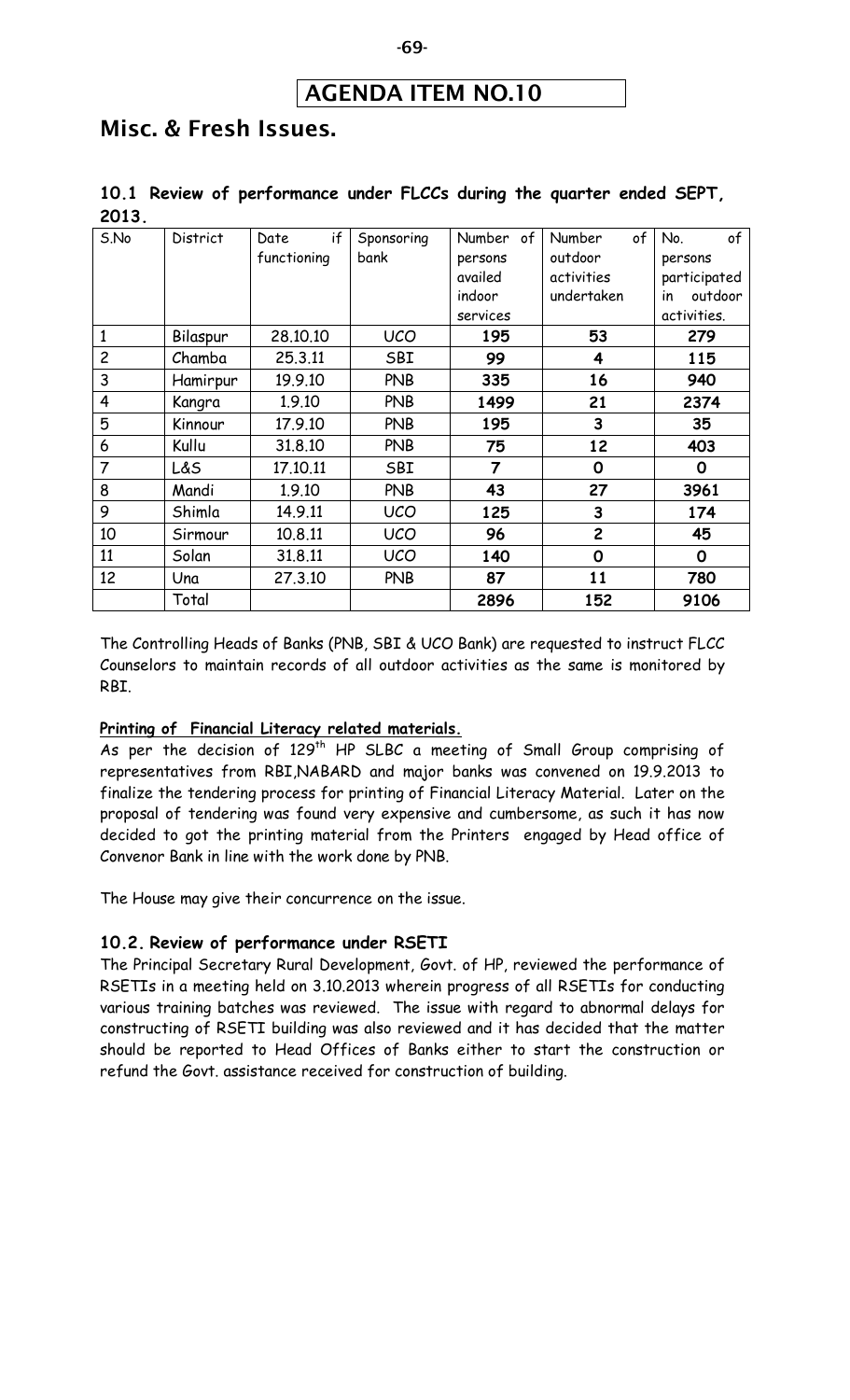# AGENDA ITEM NO.10

## Misc. & Fresh Issues.

### 10.1 Review of performance under FLCCs during the quarter ended SEPT, 2013.

| S.No | District | Date if functioning | Sponsoring bank | Number of persons availed indoor services | Number of outdoor activities undertaken | No. of persons participated in outdoor activities. |
|---|---|---|---|---|---|---|
| 1 | Bilaspur | 28.10.10 | UCO | **195** | **53** | **279** |
| 2 | Chamba | 25.3.11 | SBI | **99** | **4** | **115** |
| 3 | Hamirpur | 19.9.10 | PNB | **335** | **16** | **940** |
| 4 | Kangra | 1.9.10 | PNB | **1499** | **21** | **2374** |
| 5 | Kinnour | 17.9.10 | PNB | **195** | **3** | **35** |
| 6 | Kullu | 31.8.10 | PNB | **75** | **12** | **403** |
| 7 | L&S | 17.10.11 | SBI | **7** | **0** | **0** |
| 8 | Mandi | 1.9.10 | PNB | **43** | **27** | **3961** |
| 9 | Shimla | 14.9.11 | UCO | **125** | **3** | **174** |
| 10 | Sirmour | 10.8.11 | UCO | **96** | **2** | **45** |
| 11 | Solan | 31.8.11 | UCO | **140** | **0** | **0** |
| 12 | Una | 27.3.10 | PNB | **87** | **11** | **780** |
| | Total | | | **2896** | **152** | **9106** |

The Controlling Heads of Banks (PNB, SBI & UCO Bank) are requested to instruct FLCC Counselors to maintain records of all outdoor activities as the same is monitored by RBI.

**Printing of Financial Literacy related materials.**

As per the decision of 129th HP SLBC a meeting of Small Group comprising of representatives from RBI,NABARD and major banks was convened on 19.9.2013 to finalize the tendering process for printing of Financial Literacy Material. Later on the proposal of tendering was found very expensive and cumbersome, as such it has now decided to got the printing material from the Printers engaged by Head office of Convenor Bank in line with the work done by PNB.

The House may give their concurrence on the issue.

### 10.2. Review of performance under RSETI

The Principal Secretary Rural Development, Govt. of HP, reviewed the performance of RSETIs in a meeting held on 3.10.2013 wherein progress of all RSETIs for conducting various training batches was reviewed. The issue with regard to abnormal delays for constructing of RSETI building was also reviewed and it has decided that the matter should be reported to Head Offices of Banks either to start the construction or refund the Govt. assistance received for construction of building.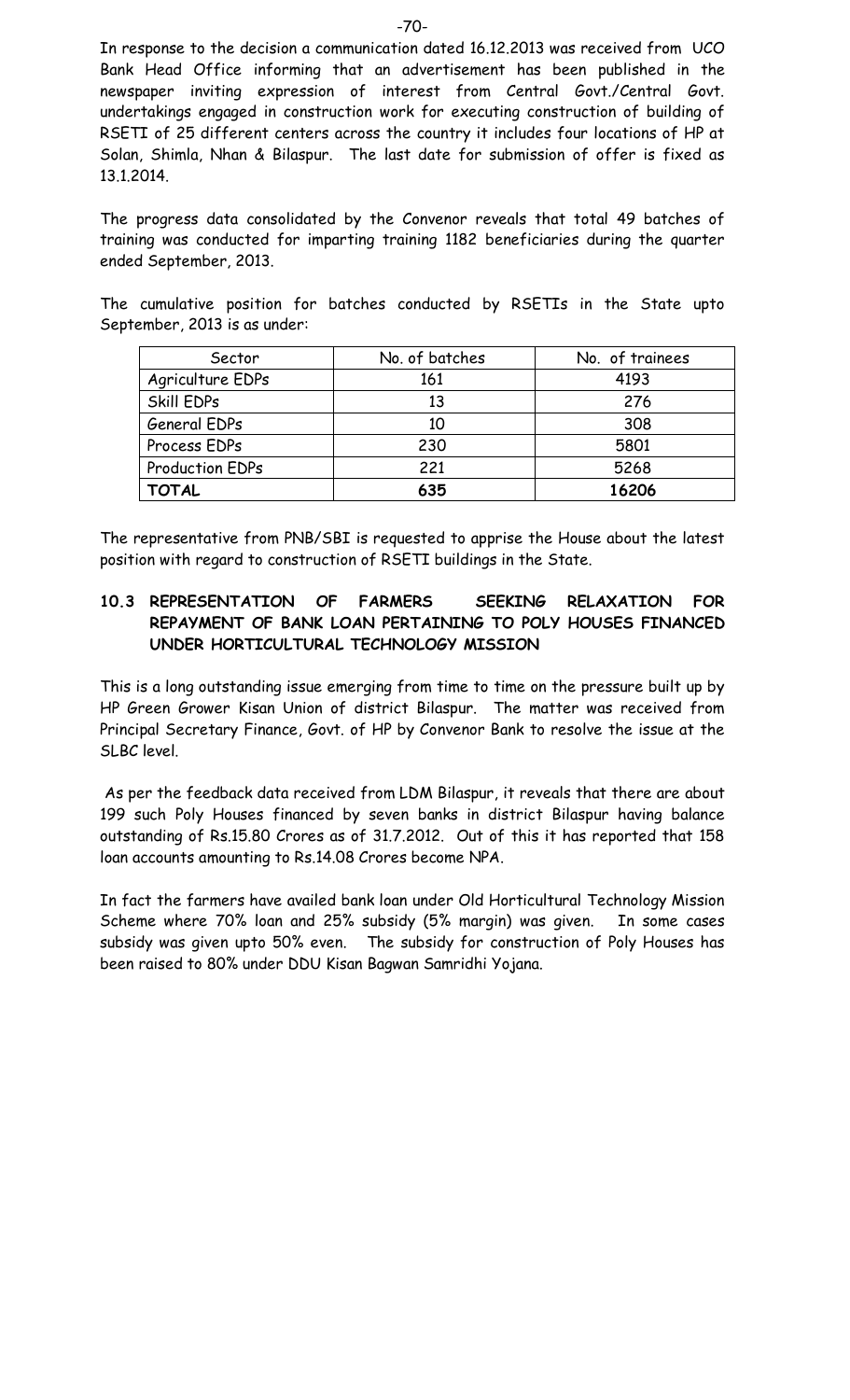In response to the decision a communication dated 16.12.2013 was received from UCO Bank Head Office informing that an advertisement has been published in the newspaper inviting expression of interest from Central Govt./Central Govt. undertakings engaged in construction work for executing construction of building of RSETI of 25 different centers across the country it includes four locations of HP at Solan, Shimla, Nhan & Bilaspur. The last date for submission of offer is fixed as 13.1.2014.

The progress data consolidated by the Convenor reveals that total 49 batches of training was conducted for imparting training 1182 beneficiaries during the quarter ended September, 2013.

The cumulative position for batches conducted by RSETIs in the State upto September, 2013 is as under:

| Sector | No. of batches | No. of trainees |
|---|---|---|
| Agriculture EDPs | 161 | 4193 |
| Skill EDPs | 13 | 276 |
| General EDPs | 10 | 308 |
| Process EDPs | 230 | 5801 |
| Production EDPs | 221 | 5268 |
| **TOTAL** | **635** | **16206** |

The representative from PNB/SBI is requested to apprise the House about the latest position with regard to construction of RSETI buildings in the State.

### 10.3 REPRESENTATION OF FARMERS SEEKING RELAXATION FOR REPAYMENT OF BANK LOAN PERTAINING TO POLY HOUSES FINANCED UNDER HORTICULTURAL TECHNOLOGY MISSION

This is a long outstanding issue emerging from time to time on the pressure built up by HP Green Grower Kisan Union of district Bilaspur. The matter was received from Principal Secretary Finance, Govt. of HP by Convenor Bank to resolve the issue at the SLBC level.

As per the feedback data received from LDM Bilaspur, it reveals that there are about 199 such Poly Houses financed by seven banks in district Bilaspur having balance outstanding of Rs.15.80 Crores as of 31.7.2012. Out of this it has reported that 158 loan accounts amounting to Rs.14.08 Crores become NPA.

In fact the farmers have availed bank loan under Old Horticultural Technology Mission Scheme where 70% loan and 25% subsidy (5% margin) was given. In some cases subsidy was given upto 50% even. The subsidy for construction of Poly Houses has been raised to 80% under DDU Kisan Bagwan Samridhi Yojana.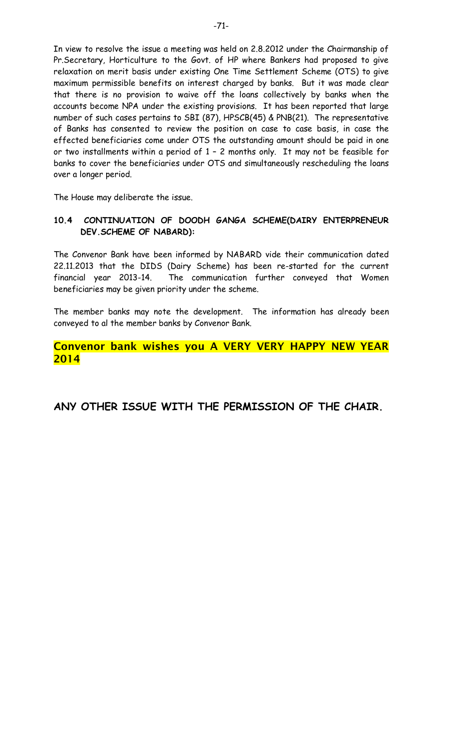In view to resolve the issue a meeting was held on 2.8.2012 under the Chairmanship of Pr.Secretary, Horticulture to the Govt. of HP where Bankers had proposed to give relaxation on merit basis under existing One Time Settlement Scheme (OTS) to give maximum permissible benefits on interest charged by banks. But it was made clear that there is no provision to waive off the loans collectively by banks when the accounts become NPA under the existing provisions. It has been reported that large number of such cases pertains to SBI (87), HPSCB(45) & PNB(21). The representative of Banks has consented to review the position on case to case basis, in case the effected beneficiaries come under OTS the outstanding amount should be paid in one or two installments within a period of 1 – 2 months only. It may not be feasible for banks to cover the beneficiaries under OTS and simultaneously rescheduling the loans over a longer period.

The House may deliberate the issue.

### 10.4 CONTINUATION OF DOODH GANGA SCHEME(DAIRY ENTERPRENEUR DEV.SCHEME OF NABARD):

The Convenor Bank have been informed by NABARD vide their communication dated 22.11.2013 that the DIDS (Dairy Scheme) has been re-started for the current financial year 2013-14. The communication further conveyed that Women beneficiaries may be given priority under the scheme.

The member banks may note the development. The information has already been conveyed to al the member banks by Convenor Bank.

**Convenor bank wishes you A VERY VERY HAPPY NEW YEAR 2014**

## ANY OTHER ISSUE WITH THE PERMISSION OF THE CHAIR.